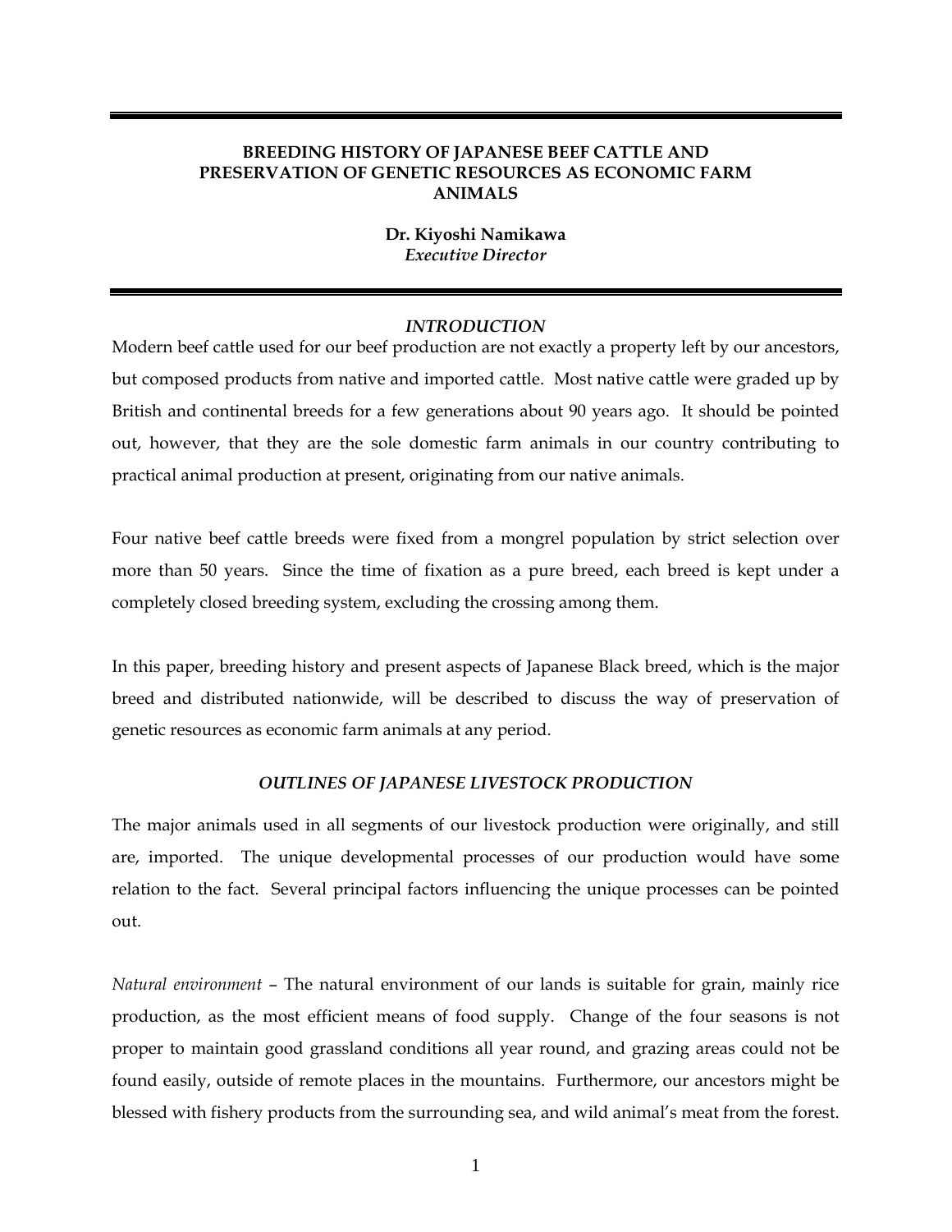# BREEDING HISTORY OF JAPANESE BEEF CATTLE AND PRESERVATION OF GENETIC RESOURCES AS ECONOMIC FARM ANIMALS

**Dr. Kiyoshi Namikawa**
*Executive Director*

## *INTRODUCTION*

Modern beef cattle used for our beef production are not exactly a property left by our ancestors, but composed products from native and imported cattle. Most native cattle were graded up by British and continental breeds for a few generations about 90 years ago. It should be pointed out, however, that they are the sole domestic farm animals in our country contributing to practical animal production at present, originating from our native animals.

Four native beef cattle breeds were fixed from a mongrel population by strict selection over more than 50 years. Since the time of fixation as a pure breed, each breed is kept under a completely closed breeding system, excluding the crossing among them.

In this paper, breeding history and present aspects of Japanese Black breed, which is the major breed and distributed nationwide, will be described to discuss the way of preservation of genetic resources as economic farm animals at any period.

## *OUTLINES OF JAPANESE LIVESTOCK PRODUCTION*

The major animals used in all segments of our livestock production were originally, and still are, imported. The unique developmental processes of our production would have some relation to the fact. Several principal factors influencing the unique processes can be pointed out.

*Natural environment* – The natural environment of our lands is suitable for grain, mainly rice production, as the most efficient means of food supply. Change of the four seasons is not proper to maintain good grassland conditions all year round, and grazing areas could not be found easily, outside of remote places in the mountains. Furthermore, our ancestors might be blessed with fishery products from the surrounding sea, and wild animal's meat from the forest.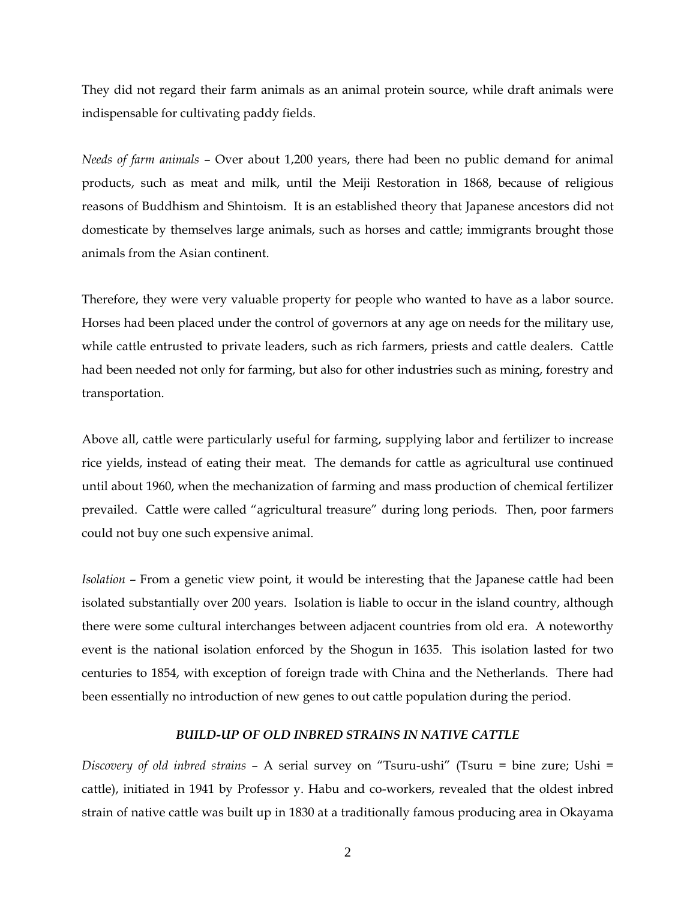They did not regard their farm animals as an animal protein source, while draft animals were indispensable for cultivating paddy fields.

*Needs of farm animals* – Over about 1,200 years, there had been no public demand for animal products, such as meat and milk, until the Meiji Restoration in 1868, because of religious reasons of Buddhism and Shintoism. It is an established theory that Japanese ancestors did not domesticate by themselves large animals, such as horses and cattle; immigrants brought those animals from the Asian continent.

Therefore, they were very valuable property for people who wanted to have as a labor source. Horses had been placed under the control of governors at any age on needs for the military use, while cattle entrusted to private leaders, such as rich farmers, priests and cattle dealers. Cattle had been needed not only for farming, but also for other industries such as mining, forestry and transportation.

Above all, cattle were particularly useful for farming, supplying labor and fertilizer to increase rice yields, instead of eating their meat. The demands for cattle as agricultural use continued until about 1960, when the mechanization of farming and mass production of chemical fertilizer prevailed. Cattle were called "agricultural treasure" during long periods. Then, poor farmers could not buy one such expensive animal.

*Isolation* – From a genetic view point, it would be interesting that the Japanese cattle had been isolated substantially over 200 years. Isolation is liable to occur in the island country, although there were some cultural interchanges between adjacent countries from old era. A noteworthy event is the national isolation enforced by the Shogun in 1635. This isolation lasted for two centuries to 1854, with exception of foreign trade with China and the Netherlands. There had been essentially no introduction of new genes to out cattle population during the period.

### *BUILD-UP OF OLD INBRED STRAINS IN NATIVE CATTLE*

*Discovery of old inbred strains* – A serial survey on "Tsuru-ushi" (Tsuru = bine zure; Ushi = cattle), initiated in 1941 by Professor y. Habu and co-workers, revealed that the oldest inbred strain of native cattle was built up in 1830 at a traditionally famous producing area in Okayama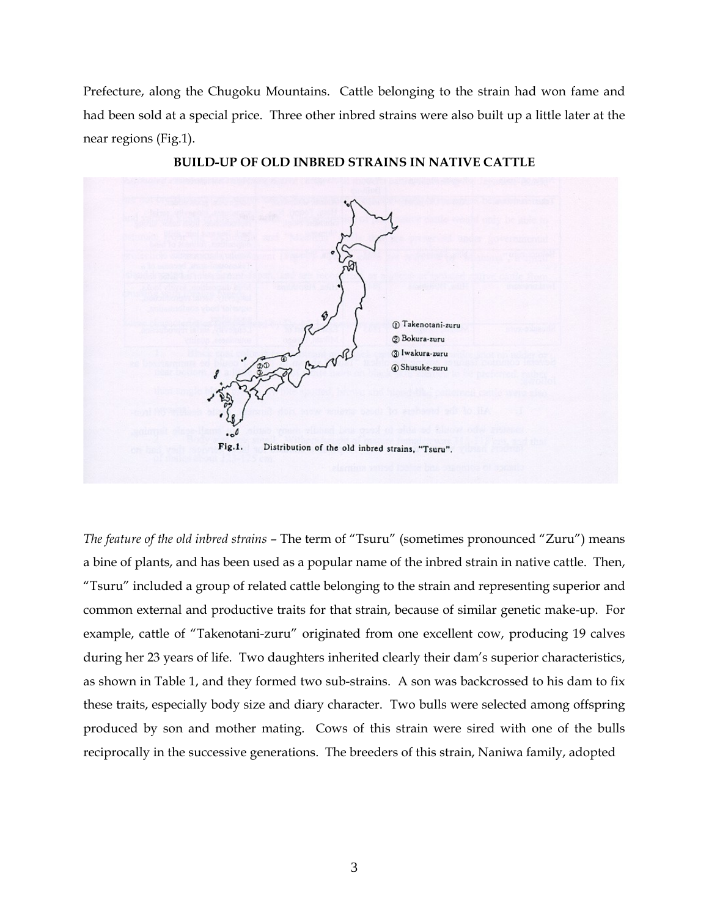Prefecture, along the Chugoku Mountains. Cattle belonging to the strain had won fame and had been sold at a special price. Three other inbred strains were also built up a little later at the near regions (Fig.1).

**BUILD-UP OF OLD INBRED STRAINS IN NATIVE CATTLE**

① Takenotani-zuru
② Bokura-zuru
③ Iwakura-zuru
④ Shusuke-zuru

Fig.1. Distribution of the old inbred strains, "Tsuru".

*The feature of the old inbred strains* – The term of "Tsuru" (sometimes pronounced "Zuru") means a bine of plants, and has been used as a popular name of the inbred strain in native cattle. Then, "Tsuru" included a group of related cattle belonging to the strain and representing superior and common external and productive traits for that strain, because of similar genetic make-up. For example, cattle of "Takenotani-zuru" originated from one excellent cow, producing 19 calves during her 23 years of life. Two daughters inherited clearly their dam's superior characteristics, as shown in Table 1, and they formed two sub-strains. A son was backcrossed to his dam to fix these traits, especially body size and diary character. Two bulls were selected among offspring produced by son and mother mating. Cows of this strain were sired with one of the bulls reciprocally in the successive generations. The breeders of this strain, Naniwa family, adopted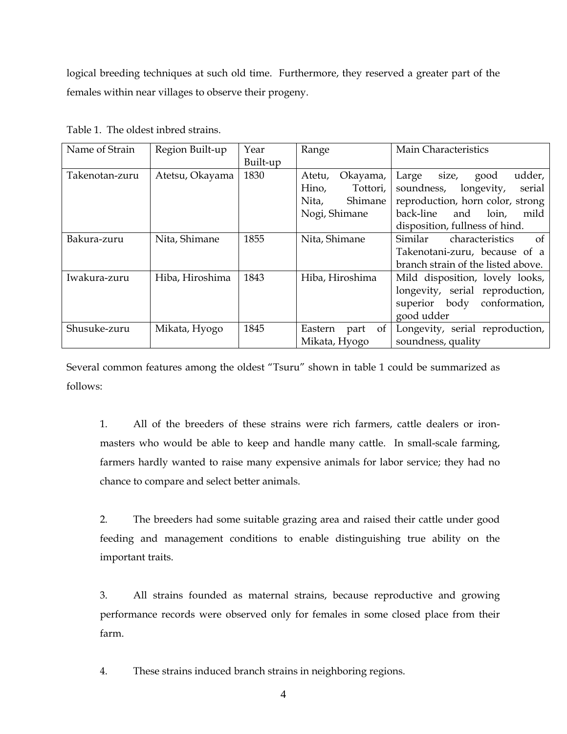logical breeding techniques at such old time. Furthermore, they reserved a greater part of the females within near villages to observe their progeny.

Table 1. The oldest inbred strains.

| Name of Strain | Region Built-up | Year Built-up | Range | Main Characteristics |
|---|---|---|---|---|
| Takenotan-zuru | Atetsu, Okayama | 1830 | Atetu, Okayama, Hino, Tottori, Nita, Shimane Nogi, Shimane | Large size, good udder, soundness, longevity, serial reproduction, horn color, strong back-line and loin, mild disposition, fullness of hind. |
| Bakura-zuru | Nita, Shimane | 1855 | Nita, Shimane | Similar characteristics of Takenotani-zuru, because of a branch strain of the listed above. |
| Iwakura-zuru | Hiba, Hiroshima | 1843 | Hiba, Hiroshima | Mild disposition, lovely looks, longevity, serial reproduction, superior body conformation, good udder |
| Shusuke-zuru | Mikata, Hyogo | 1845 | Eastern part of Mikata, Hyogo | Longevity, serial reproduction, soundness, quality |

Several common features among the oldest "Tsuru" shown in table 1 could be summarized as follows:

1. All of the breeders of these strains were rich farmers, cattle dealers or iron-masters who would be able to keep and handle many cattle. In small-scale farming, farmers hardly wanted to raise many expensive animals for labor service; they had no chance to compare and select better animals.

2. The breeders had some suitable grazing area and raised their cattle under good feeding and management conditions to enable distinguishing true ability on the important traits.

3. All strains founded as maternal strains, because reproductive and growing performance records were observed only for females in some closed place from their farm.

4. These strains induced branch strains in neighboring regions.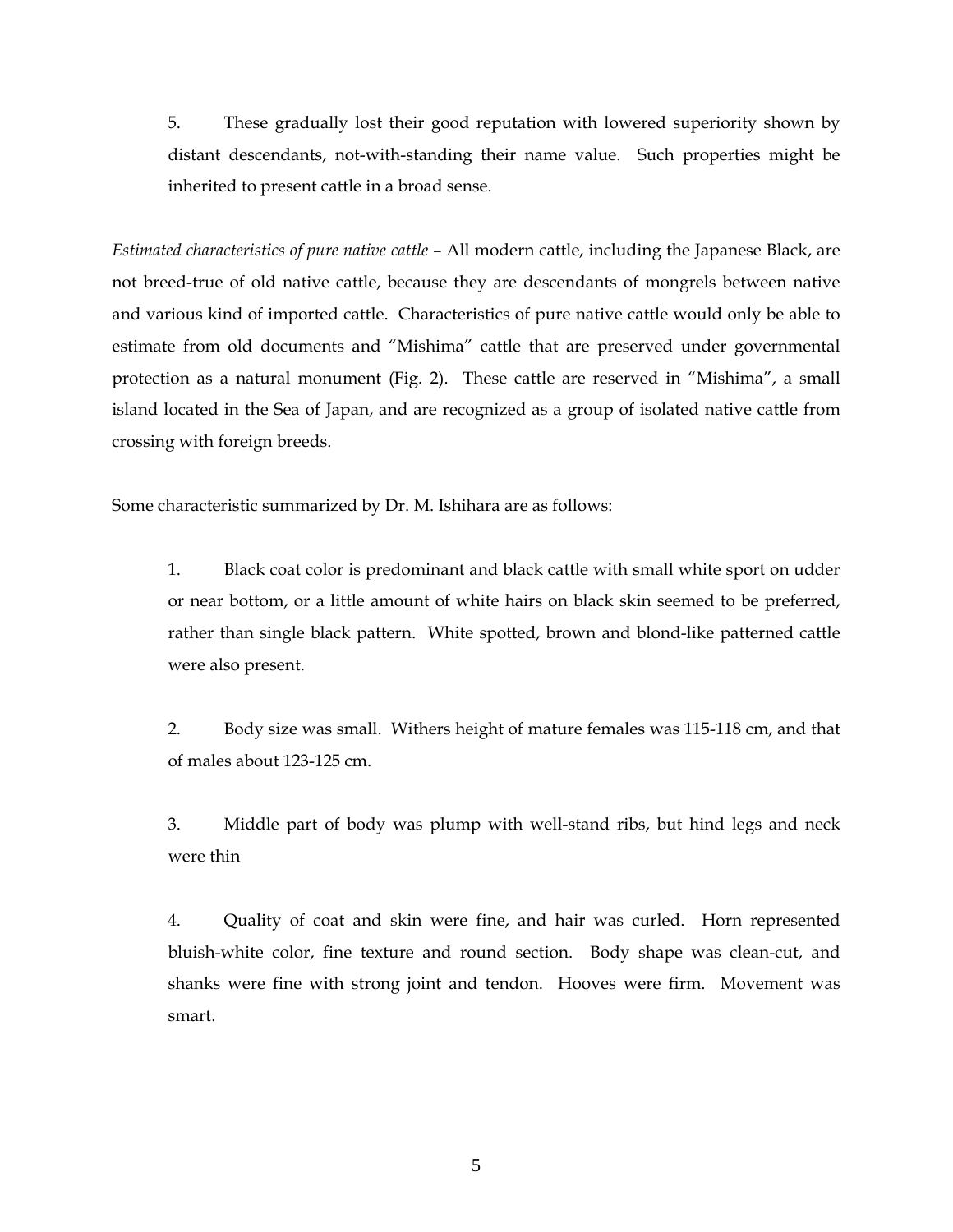5. These gradually lost their good reputation with lowered superiority shown by distant descendants, not-with-standing their name value. Such properties might be inherited to present cattle in a broad sense.

*Estimated characteristics of pure native cattle* – All modern cattle, including the Japanese Black, are not breed-true of old native cattle, because they are descendants of mongrels between native and various kind of imported cattle. Characteristics of pure native cattle would only be able to estimate from old documents and "Mishima" cattle that are preserved under governmental protection as a natural monument (Fig. 2). These cattle are reserved in "Mishima", a small island located in the Sea of Japan, and are recognized as a group of isolated native cattle from crossing with foreign breeds.

Some characteristic summarized by Dr. M. Ishihara are as follows:

1. Black coat color is predominant and black cattle with small white sport on udder or near bottom, or a little amount of white hairs on black skin seemed to be preferred, rather than single black pattern. White spotted, brown and blond-like patterned cattle were also present.

2. Body size was small. Withers height of mature females was 115-118 cm, and that of males about 123-125 cm.

3. Middle part of body was plump with well-stand ribs, but hind legs and neck were thin

4. Quality of coat and skin were fine, and hair was curled. Horn represented bluish-white color, fine texture and round section. Body shape was clean-cut, and shanks were fine with strong joint and tendon. Hooves were firm. Movement was smart.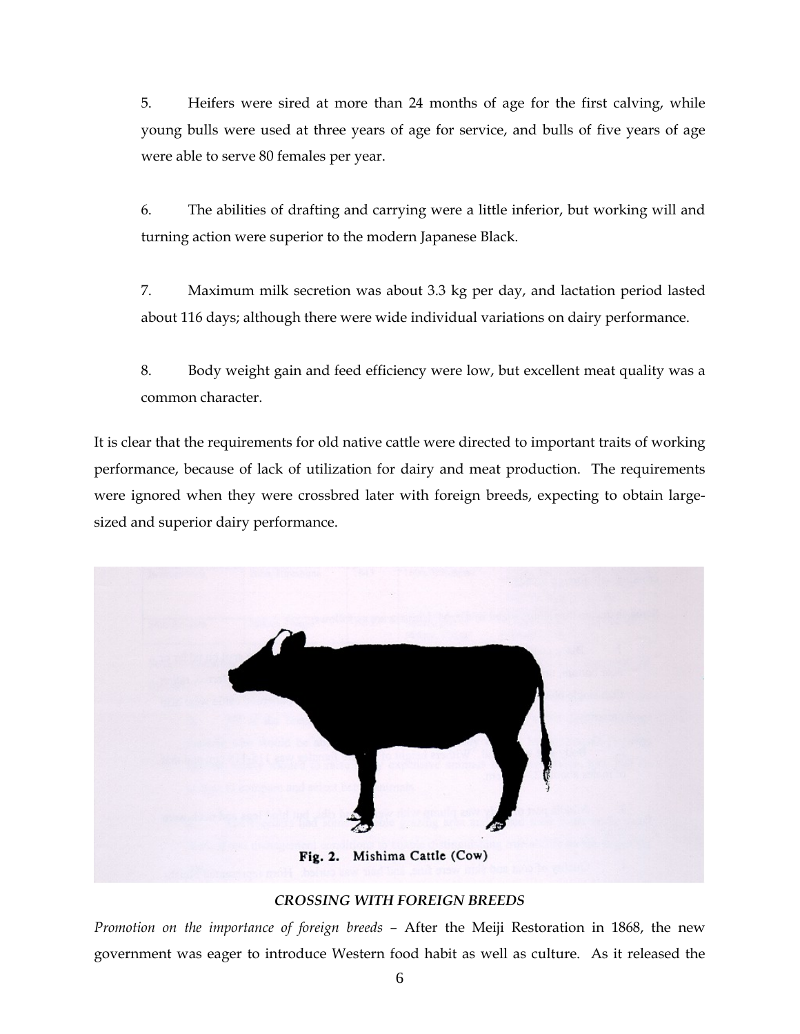5. Heifers were sired at more than 24 months of age for the first calving, while young bulls were used at three years of age for service, and bulls of five years of age were able to serve 80 females per year.

6. The abilities of drafting and carrying were a little inferior, but working will and turning action were superior to the modern Japanese Black.

7. Maximum milk secretion was about 3.3 kg per day, and lactation period lasted about 116 days; although there were wide individual variations on dairy performance.

8. Body weight gain and feed efficiency were low, but excellent meat quality was a common character.

It is clear that the requirements for old native cattle were directed to important traits of working performance, because of lack of utilization for dairy and meat production. The requirements were ignored when they were crossbred later with foreign breeds, expecting to obtain large-sized and superior dairy performance.

**Fig. 2. Mishima Cattle (Cow)**

### *CROSSING WITH FOREIGN BREEDS*

*Promotion on the importance of foreign breeds* – After the Meiji Restoration in 1868, the new government was eager to introduce Western food habit as well as culture. As it released the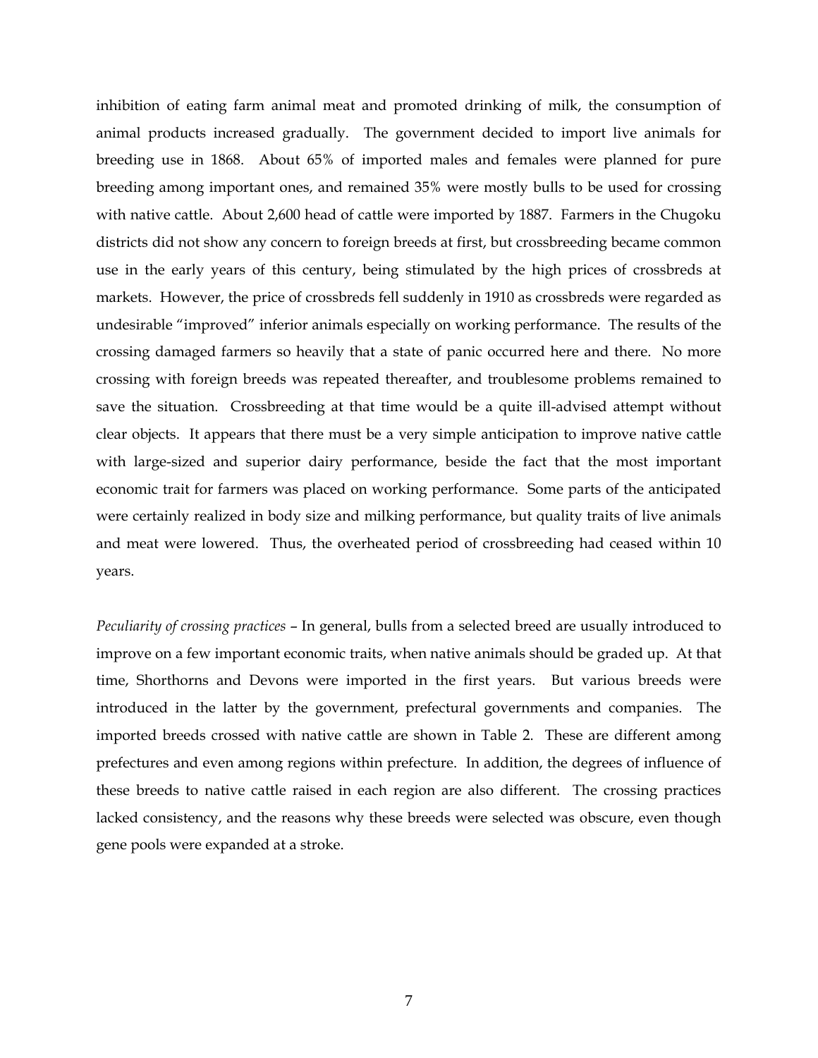inhibition of eating farm animal meat and promoted drinking of milk, the consumption of animal products increased gradually. The government decided to import live animals for breeding use in 1868. About 65% of imported males and females were planned for pure breeding among important ones, and remained 35% were mostly bulls to be used for crossing with native cattle. About 2,600 head of cattle were imported by 1887. Farmers in the Chugoku districts did not show any concern to foreign breeds at first, but crossbreeding became common use in the early years of this century, being stimulated by the high prices of crossbreds at markets. However, the price of crossbreds fell suddenly in 1910 as crossbreds were regarded as undesirable "improved" inferior animals especially on working performance. The results of the crossing damaged farmers so heavily that a state of panic occurred here and there. No more crossing with foreign breeds was repeated thereafter, and troublesome problems remained to save the situation. Crossbreeding at that time would be a quite ill-advised attempt without clear objects. It appears that there must be a very simple anticipation to improve native cattle with large-sized and superior dairy performance, beside the fact that the most important economic trait for farmers was placed on working performance. Some parts of the anticipated were certainly realized in body size and milking performance, but quality traits of live animals and meat were lowered. Thus, the overheated period of crossbreeding had ceased within 10 years.

*Peculiarity of crossing practices* – In general, bulls from a selected breed are usually introduced to improve on a few important economic traits, when native animals should be graded up. At that time, Shorthorns and Devons were imported in the first years. But various breeds were introduced in the latter by the government, prefectural governments and companies. The imported breeds crossed with native cattle are shown in Table 2. These are different among prefectures and even among regions within prefecture. In addition, the degrees of influence of these breeds to native cattle raised in each region are also different. The crossing practices lacked consistency, and the reasons why these breeds were selected was obscure, even though gene pools were expanded at a stroke.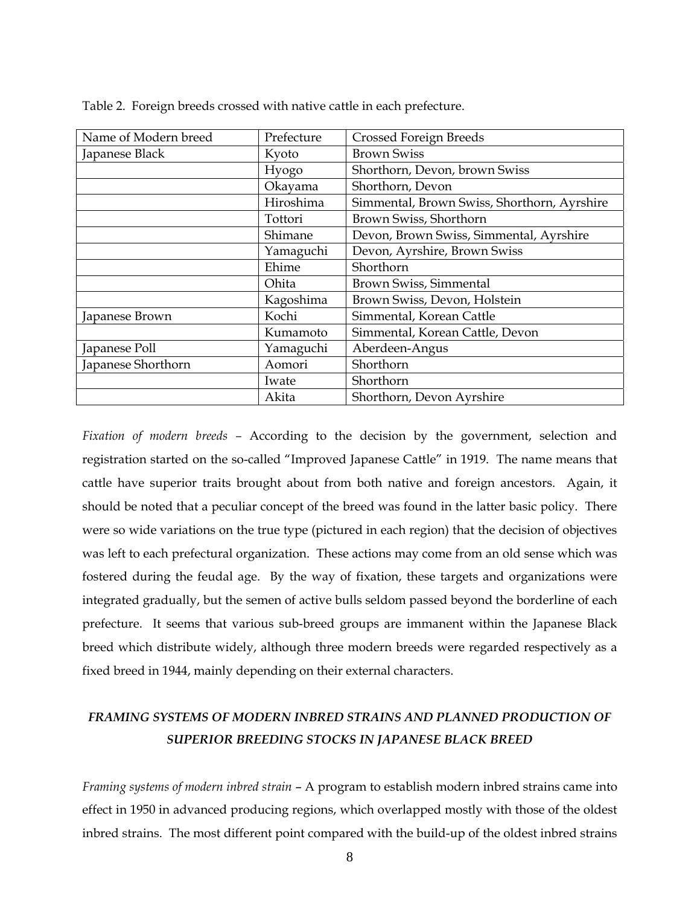Table 2. Foreign breeds crossed with native cattle in each prefecture.

| Name of Modern breed | Prefecture | Crossed Foreign Breeds |
|---|---|---|
| Japanese Black | Kyoto | Brown Swiss |
| | Hyogo | Shorthorn, Devon, brown Swiss |
| | Okayama | Shorthorn, Devon |
| | Hiroshima | Simmental, Brown Swiss, Shorthorn, Ayrshire |
| | Tottori | Brown Swiss, Shorthorn |
| | Shimane | Devon, Brown Swiss, Simmental, Ayrshire |
| | Yamaguchi | Devon, Ayrshire, Brown Swiss |
| | Ehime | Shorthorn |
| | Ohita | Brown Swiss, Simmental |
| | Kagoshima | Brown Swiss, Devon, Holstein |
| Japanese Brown | Kochi | Simmental, Korean Cattle |
| | Kumamoto | Simmental, Korean Cattle, Devon |
| Japanese Poll | Yamaguchi | Aberdeen-Angus |
| Japanese Shorthorn | Aomori | Shorthorn |
| | Iwate | Shorthorn |
| | Akita | Shorthorn, Devon Ayrshire |

*Fixation of modern breeds* – According to the decision by the government, selection and registration started on the so-called "Improved Japanese Cattle" in 1919. The name means that cattle have superior traits brought about from both native and foreign ancestors. Again, it should be noted that a peculiar concept of the breed was found in the latter basic policy. There were so wide variations on the true type (pictured in each region) that the decision of objectives was left to each prefectural organization. These actions may come from an old sense which was fostered during the feudal age. By the way of fixation, these targets and organizations were integrated gradually, but the semen of active bulls seldom passed beyond the borderline of each prefecture. It seems that various sub-breed groups are immanent within the Japanese Black breed which distribute widely, although three modern breeds were regarded respectively as a fixed breed in 1944, mainly depending on their external characters.

## *FRAMING SYSTEMS OF MODERN INBRED STRAINS AND PLANNED PRODUCTION OF SUPERIOR BREEDING STOCKS IN JAPANESE BLACK BREED*

*Framing systems of modern inbred strain* – A program to establish modern inbred strains came into effect in 1950 in advanced producing regions, which overlapped mostly with those of the oldest inbred strains. The most different point compared with the build-up of the oldest inbred strains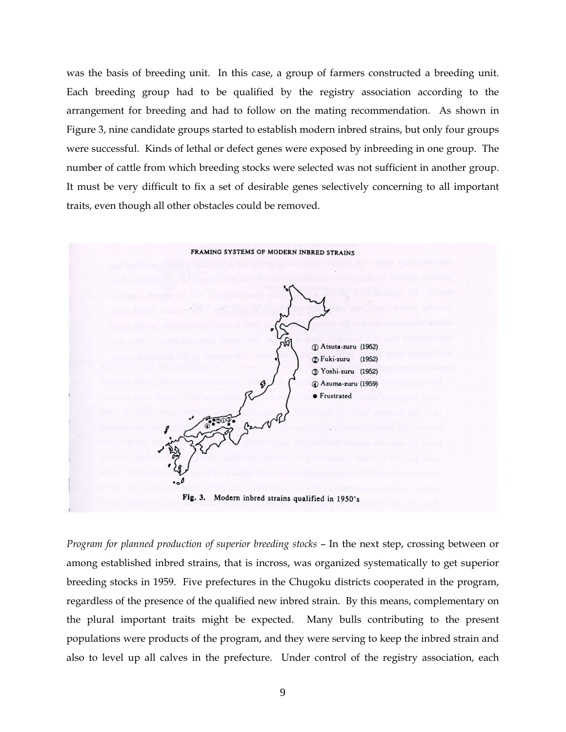was the basis of breeding unit. In this case, a group of farmers constructed a breeding unit. Each breeding group had to be qualified by the registry association according to the arrangement for breeding and had to follow on the mating recommendation. As shown in Figure 3, nine candidate groups started to establish modern inbred strains, but only four groups were successful. Kinds of lethal or defect genes were exposed by inbreeding in one group. The number of cattle from which breeding stocks were selected was not sufficient in another group. It must be very difficult to fix a set of desirable genes selectively concerning to all important traits, even though all other obstacles could be removed.

FRAMING SYSTEMS OF MODERN INBRED STRAINS

① Atsuta-zuru (1952)
② Fuki-zuru (1952)
③ Yoshi-zuru (1952)
④ Azuma-zuru (1959)
● Frustrated

**Fig. 3.** Modern inbred strains qualified in 1950's

*Program for planned production of superior breeding stocks* – In the next step, crossing between or among established inbred strains, that is incross, was organized systematically to get superior breeding stocks in 1959. Five prefectures in the Chugoku districts cooperated in the program, regardless of the presence of the qualified new inbred strain. By this means, complementary on the plural important traits might be expected. Many bulls contributing to the present populations were products of the program, and they were serving to keep the inbred strain and also to level up all calves in the prefecture. Under control of the registry association, each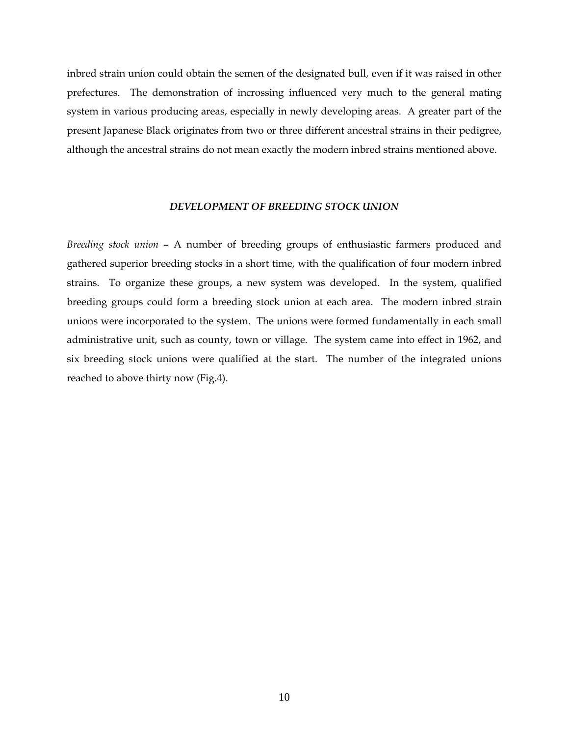inbred strain union could obtain the semen of the designated bull, even if it was raised in other prefectures. The demonstration of incrossing influenced very much to the general mating system in various producing areas, especially in newly developing areas. A greater part of the present Japanese Black originates from two or three different ancestral strains in their pedigree, although the ancestral strains do not mean exactly the modern inbred strains mentioned above.

## *DEVELOPMENT OF BREEDING STOCK UNION*

*Breeding stock union* – A number of breeding groups of enthusiastic farmers produced and gathered superior breeding stocks in a short time, with the qualification of four modern inbred strains. To organize these groups, a new system was developed. In the system, qualified breeding groups could form a breeding stock union at each area. The modern inbred strain unions were incorporated to the system. The unions were formed fundamentally in each small administrative unit, such as county, town or village. The system came into effect in 1962, and six breeding stock unions were qualified at the start. The number of the integrated unions reached to above thirty now (Fig.4).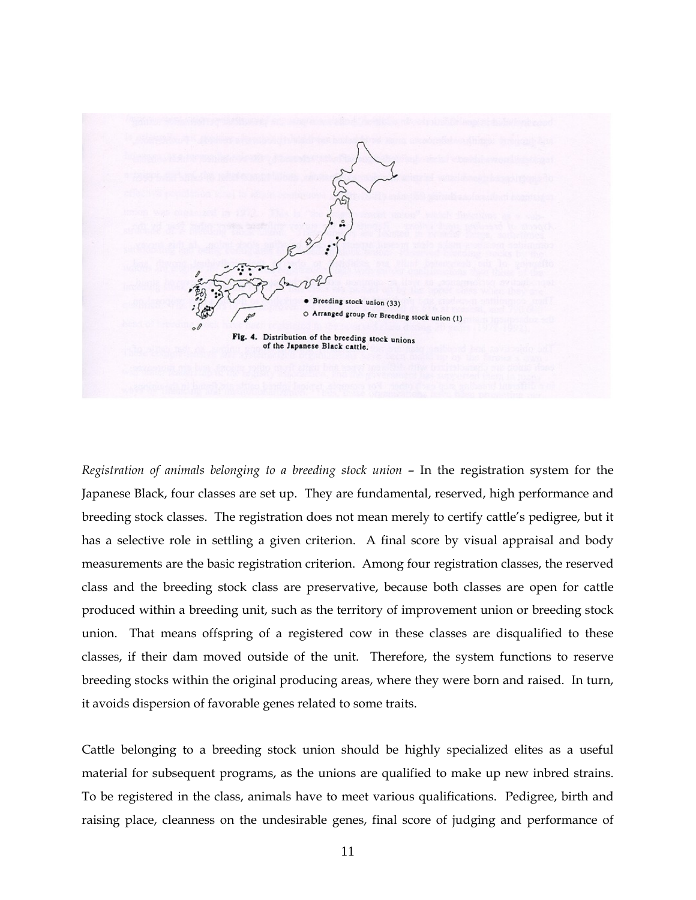Fig. 4. Distribution of the breeding stock unions of the Japanese Black cattle.

*Registration of animals belonging to a breeding stock union* – In the registration system for the Japanese Black, four classes are set up. They are fundamental, reserved, high performance and breeding stock classes. The registration does not mean merely to certify cattle's pedigree, but it has a selective role in settling a given criterion. A final score by visual appraisal and body measurements are the basic registration criterion. Among four registration classes, the reserved class and the breeding stock class are preservative, because both classes are open for cattle produced within a breeding unit, such as the territory of improvement union or breeding stock union. That means offspring of a registered cow in these classes are disqualified to these classes, if their dam moved outside of the unit. Therefore, the system functions to reserve breeding stocks within the original producing areas, where they were born and raised. In turn, it avoids dispersion of favorable genes related to some traits.

Cattle belonging to a breeding stock union should be highly specialized elites as a useful material for subsequent programs, as the unions are qualified to make up new inbred strains. To be registered in the class, animals have to meet various qualifications. Pedigree, birth and raising place, cleanness on the undesirable genes, final score of judging and performance of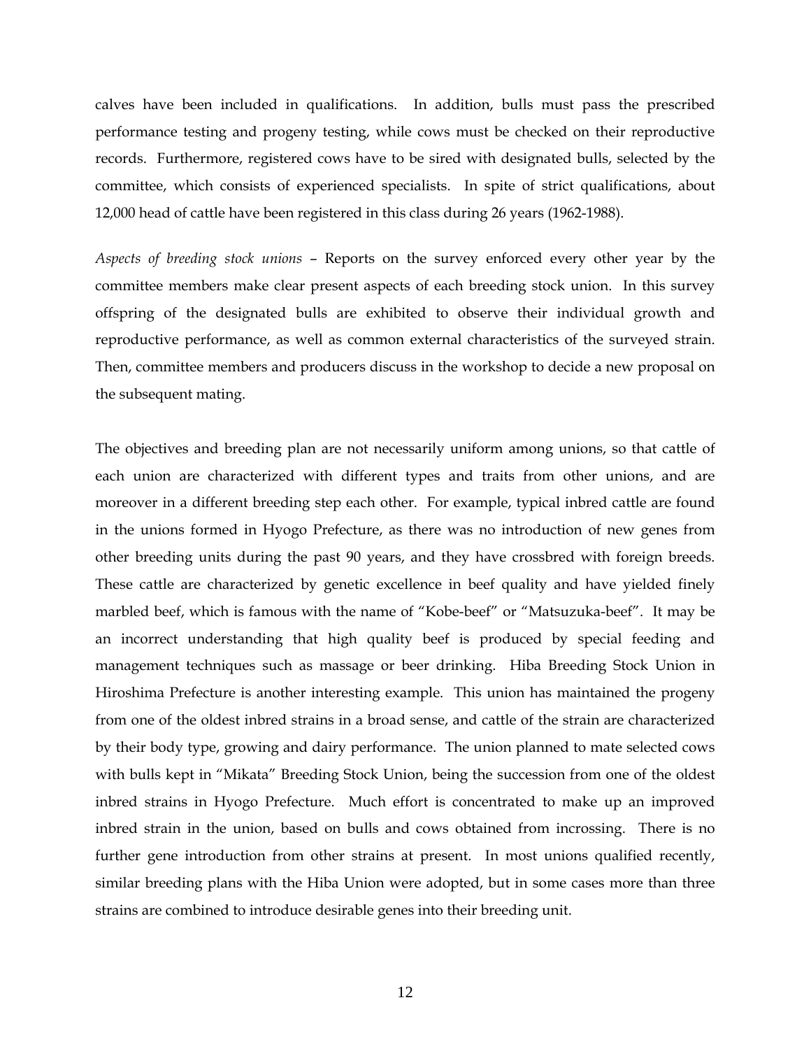calves have been included in qualifications. In addition, bulls must pass the prescribed performance testing and progeny testing, while cows must be checked on their reproductive records. Furthermore, registered cows have to be sired with designated bulls, selected by the committee, which consists of experienced specialists. In spite of strict qualifications, about 12,000 head of cattle have been registered in this class during 26 years (1962-1988).

*Aspects of breeding stock unions* – Reports on the survey enforced every other year by the committee members make clear present aspects of each breeding stock union. In this survey offspring of the designated bulls are exhibited to observe their individual growth and reproductive performance, as well as common external characteristics of the surveyed strain. Then, committee members and producers discuss in the workshop to decide a new proposal on the subsequent mating.

The objectives and breeding plan are not necessarily uniform among unions, so that cattle of each union are characterized with different types and traits from other unions, and are moreover in a different breeding step each other. For example, typical inbred cattle are found in the unions formed in Hyogo Prefecture, as there was no introduction of new genes from other breeding units during the past 90 years, and they have crossbred with foreign breeds. These cattle are characterized by genetic excellence in beef quality and have yielded finely marbled beef, which is famous with the name of "Kobe-beef" or "Matsuzuka-beef". It may be an incorrect understanding that high quality beef is produced by special feeding and management techniques such as massage or beer drinking. Hiba Breeding Stock Union in Hiroshima Prefecture is another interesting example. This union has maintained the progeny from one of the oldest inbred strains in a broad sense, and cattle of the strain are characterized by their body type, growing and dairy performance. The union planned to mate selected cows with bulls kept in "Mikata" Breeding Stock Union, being the succession from one of the oldest inbred strains in Hyogo Prefecture. Much effort is concentrated to make up an improved inbred strain in the union, based on bulls and cows obtained from incrossing. There is no further gene introduction from other strains at present. In most unions qualified recently, similar breeding plans with the Hiba Union were adopted, but in some cases more than three strains are combined to introduce desirable genes into their breeding unit.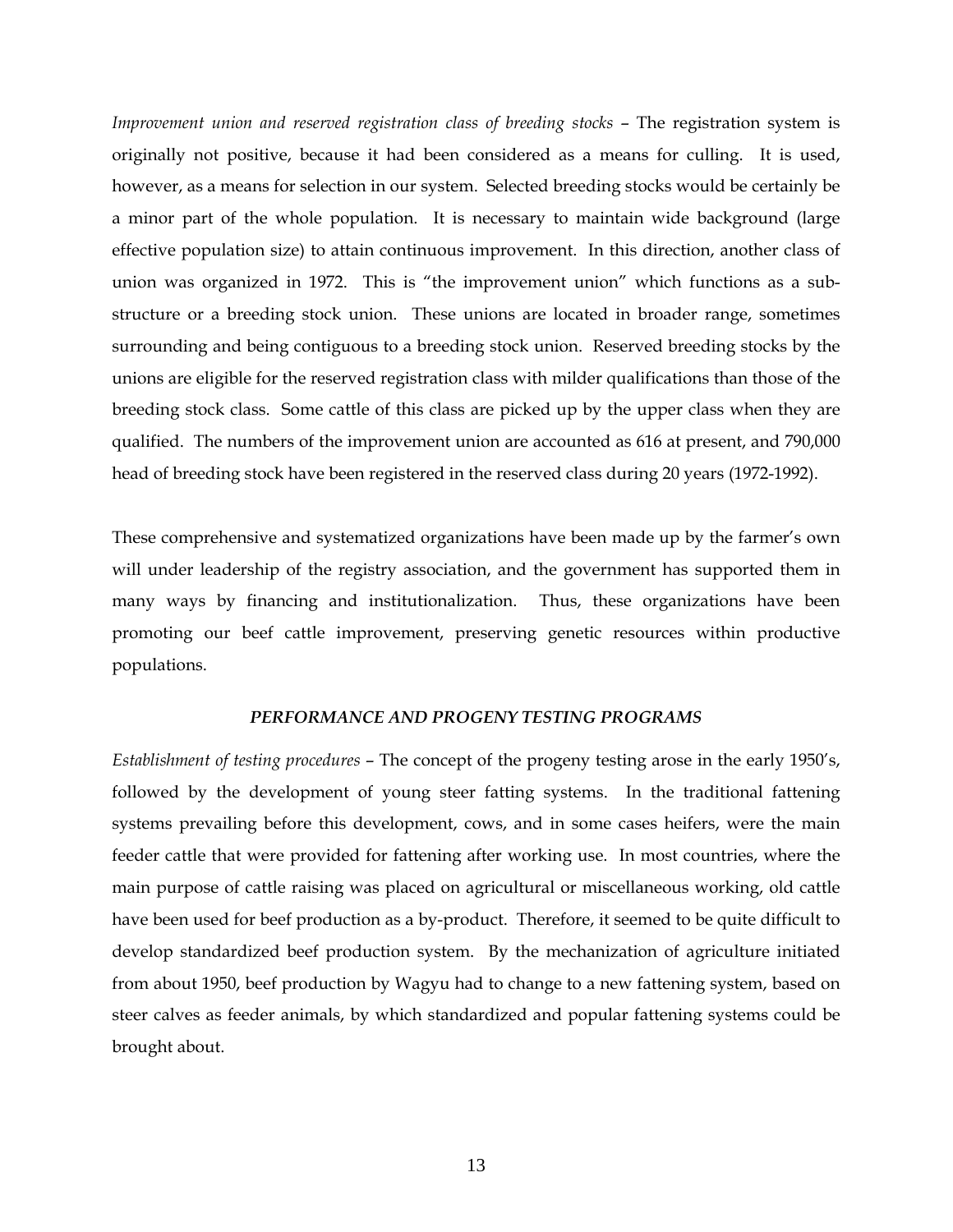*Improvement union and reserved registration class of breeding stocks* – The registration system is originally not positive, because it had been considered as a means for culling. It is used, however, as a means for selection in our system. Selected breeding stocks would be certainly be a minor part of the whole population. It is necessary to maintain wide background (large effective population size) to attain continuous improvement. In this direction, another class of union was organized in 1972. This is "the improvement union" which functions as a sub-structure or a breeding stock union. These unions are located in broader range, sometimes surrounding and being contiguous to a breeding stock union. Reserved breeding stocks by the unions are eligible for the reserved registration class with milder qualifications than those of the breeding stock class. Some cattle of this class are picked up by the upper class when they are qualified. The numbers of the improvement union are accounted as 616 at present, and 790,000 head of breeding stock have been registered in the reserved class during 20 years (1972-1992).

These comprehensive and systematized organizations have been made up by the farmer's own will under leadership of the registry association, and the government has supported them in many ways by financing and institutionalization. Thus, these organizations have been promoting our beef cattle improvement, preserving genetic resources within productive populations.

### *PERFORMANCE AND PROGENY TESTING PROGRAMS*

*Establishment of testing procedures* – The concept of the progeny testing arose in the early 1950's, followed by the development of young steer fatting systems. In the traditional fattening systems prevailing before this development, cows, and in some cases heifers, were the main feeder cattle that were provided for fattening after working use. In most countries, where the main purpose of cattle raising was placed on agricultural or miscellaneous working, old cattle have been used for beef production as a by-product. Therefore, it seemed to be quite difficult to develop standardized beef production system. By the mechanization of agriculture initiated from about 1950, beef production by Wagyu had to change to a new fattening system, based on steer calves as feeder animals, by which standardized and popular fattening systems could be brought about.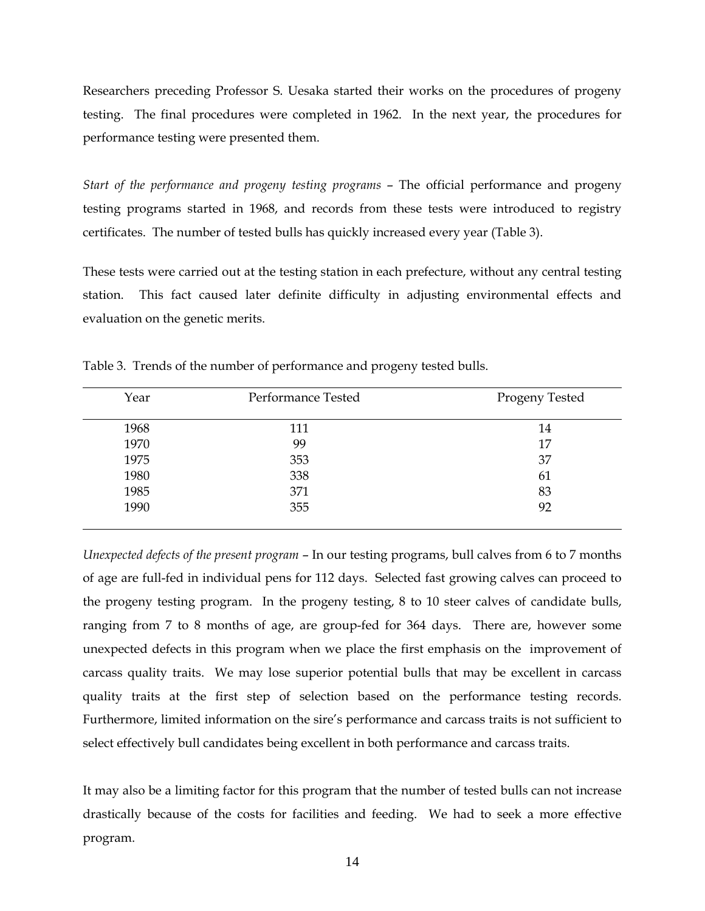Researchers preceding Professor S. Uesaka started their works on the procedures of progeny testing. The final procedures were completed in 1962. In the next year, the procedures for performance testing were presented them.

*Start of the performance and progeny testing programs* – The official performance and progeny testing programs started in 1968, and records from these tests were introduced to registry certificates. The number of tested bulls has quickly increased every year (Table 3).

These tests were carried out at the testing station in each prefecture, without any central testing station. This fact caused later definite difficulty in adjusting environmental effects and evaluation on the genetic merits.

Table 3. Trends of the number of performance and progeny tested bulls.

| Year | Performance Tested | Progeny Tested |
|---|---|---|
| 1968 | 111 | 14 |
| 1970 | 99 | 17 |
| 1975 | 353 | 37 |
| 1980 | 338 | 61 |
| 1985 | 371 | 83 |
| 1990 | 355 | 92 |

*Unexpected defects of the present program* – In our testing programs, bull calves from 6 to 7 months of age are full-fed in individual pens for 112 days. Selected fast growing calves can proceed to the progeny testing program. In the progeny testing, 8 to 10 steer calves of candidate bulls, ranging from 7 to 8 months of age, are group-fed for 364 days. There are, however some unexpected defects in this program when we place the first emphasis on the improvement of carcass quality traits. We may lose superior potential bulls that may be excellent in carcass quality traits at the first step of selection based on the performance testing records. Furthermore, limited information on the sire's performance and carcass traits is not sufficient to select effectively bull candidates being excellent in both performance and carcass traits.

It may also be a limiting factor for this program that the number of tested bulls can not increase drastically because of the costs for facilities and feeding. We had to seek a more effective program.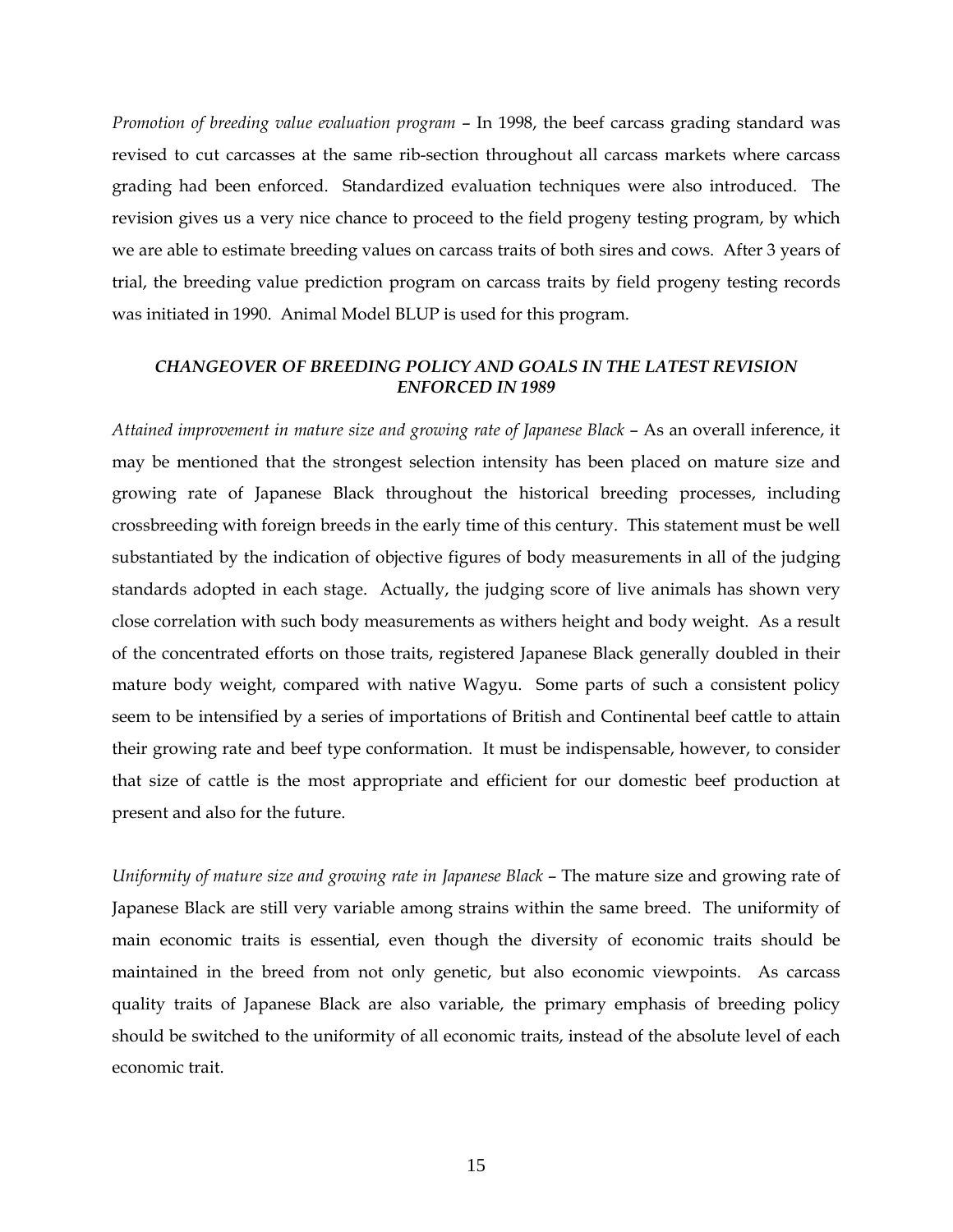*Promotion of breeding value evaluation program* – In 1998, the beef carcass grading standard was revised to cut carcasses at the same rib-section throughout all carcass markets where carcass grading had been enforced. Standardized evaluation techniques were also introduced. The revision gives us a very nice chance to proceed to the field progeny testing program, by which we are able to estimate breeding values on carcass traits of both sires and cows. After 3 years of trial, the breeding value prediction program on carcass traits by field progeny testing records was initiated in 1990. Animal Model BLUP is used for this program.

### *CHANGEOVER OF BREEDING POLICY AND GOALS IN THE LATEST REVISION ENFORCED IN 1989*

*Attained improvement in mature size and growing rate of Japanese Black* – As an overall inference, it may be mentioned that the strongest selection intensity has been placed on mature size and growing rate of Japanese Black throughout the historical breeding processes, including crossbreeding with foreign breeds in the early time of this century. This statement must be well substantiated by the indication of objective figures of body measurements in all of the judging standards adopted in each stage. Actually, the judging score of live animals has shown very close correlation with such body measurements as withers height and body weight. As a result of the concentrated efforts on those traits, registered Japanese Black generally doubled in their mature body weight, compared with native Wagyu. Some parts of such a consistent policy seem to be intensified by a series of importations of British and Continental beef cattle to attain their growing rate and beef type conformation. It must be indispensable, however, to consider that size of cattle is the most appropriate and efficient for our domestic beef production at present and also for the future.

*Uniformity of mature size and growing rate in Japanese Black* – The mature size and growing rate of Japanese Black are still very variable among strains within the same breed. The uniformity of main economic traits is essential, even though the diversity of economic traits should be maintained in the breed from not only genetic, but also economic viewpoints. As carcass quality traits of Japanese Black are also variable, the primary emphasis of breeding policy should be switched to the uniformity of all economic traits, instead of the absolute level of each economic trait.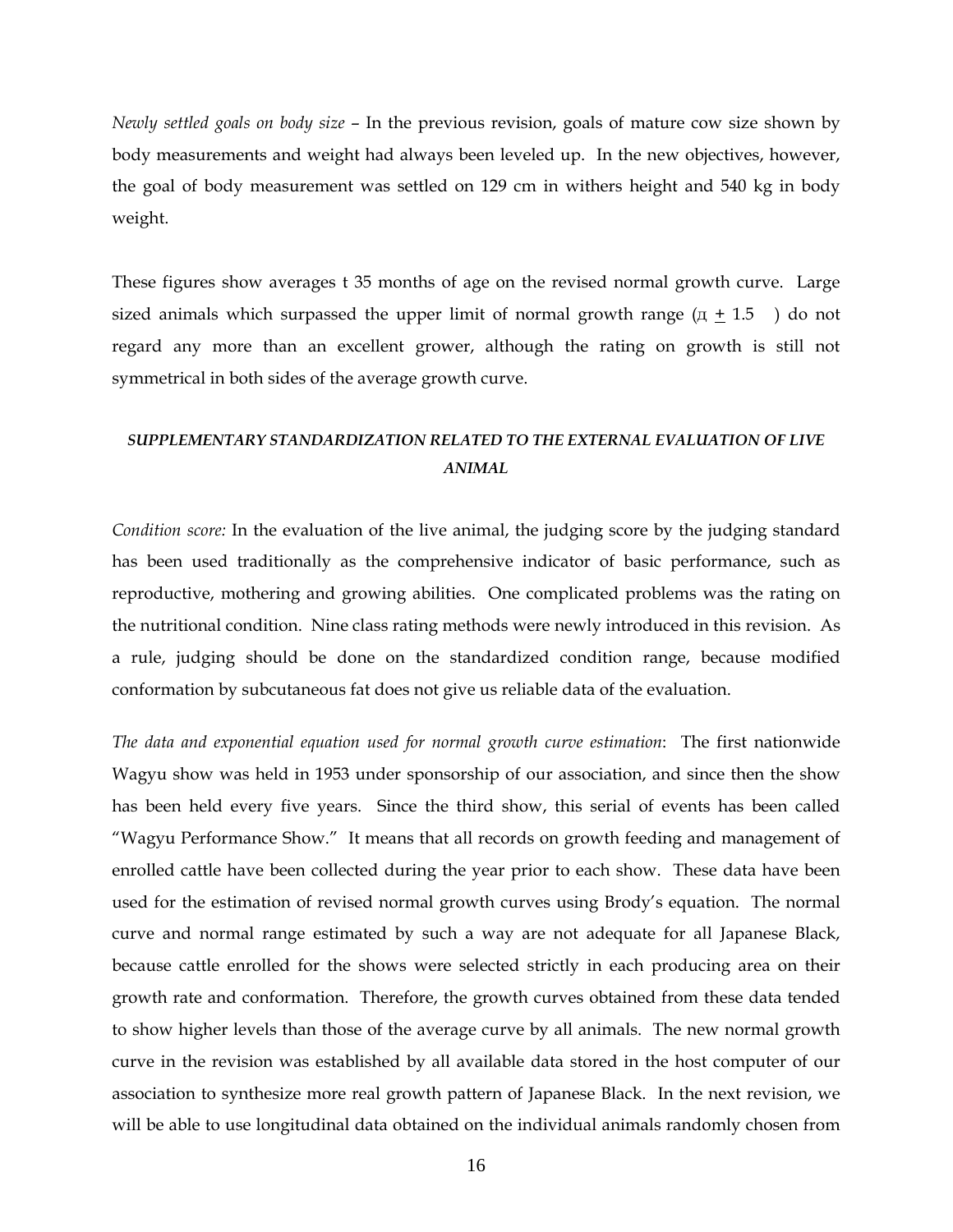*Newly settled goals on body size* – In the previous revision, goals of mature cow size shown by body measurements and weight had always been leveled up. In the new objectives, however, the goal of body measurement was settled on 129 cm in withers height and 540 kg in body weight.

These figures show averages t 35 months of age on the revised normal growth curve. Large sized animals which surpassed the upper limit of normal growth range (д ± 1.5 ) do not regard any more than an excellent grower, although the rating on growth is still not symmetrical in both sides of the average growth curve.

### *SUPPLEMENTARY STANDARDIZATION RELATED TO THE EXTERNAL EVALUATION OF LIVE ANIMAL*

*Condition score:* In the evaluation of the live animal, the judging score by the judging standard has been used traditionally as the comprehensive indicator of basic performance, such as reproductive, mothering and growing abilities. One complicated problems was the rating on the nutritional condition. Nine class rating methods were newly introduced in this revision. As a rule, judging should be done on the standardized condition range, because modified conformation by subcutaneous fat does not give us reliable data of the evaluation.

*The data and exponential equation used for normal growth curve estimation*: The first nationwide Wagyu show was held in 1953 under sponsorship of our association, and since then the show has been held every five years. Since the third show, this serial of events has been called "Wagyu Performance Show." It means that all records on growth feeding and management of enrolled cattle have been collected during the year prior to each show. These data have been used for the estimation of revised normal growth curves using Brody's equation. The normal curve and normal range estimated by such a way are not adequate for all Japanese Black, because cattle enrolled for the shows were selected strictly in each producing area on their growth rate and conformation. Therefore, the growth curves obtained from these data tended to show higher levels than those of the average curve by all animals. The new normal growth curve in the revision was established by all available data stored in the host computer of our association to synthesize more real growth pattern of Japanese Black. In the next revision, we will be able to use longitudinal data obtained on the individual animals randomly chosen from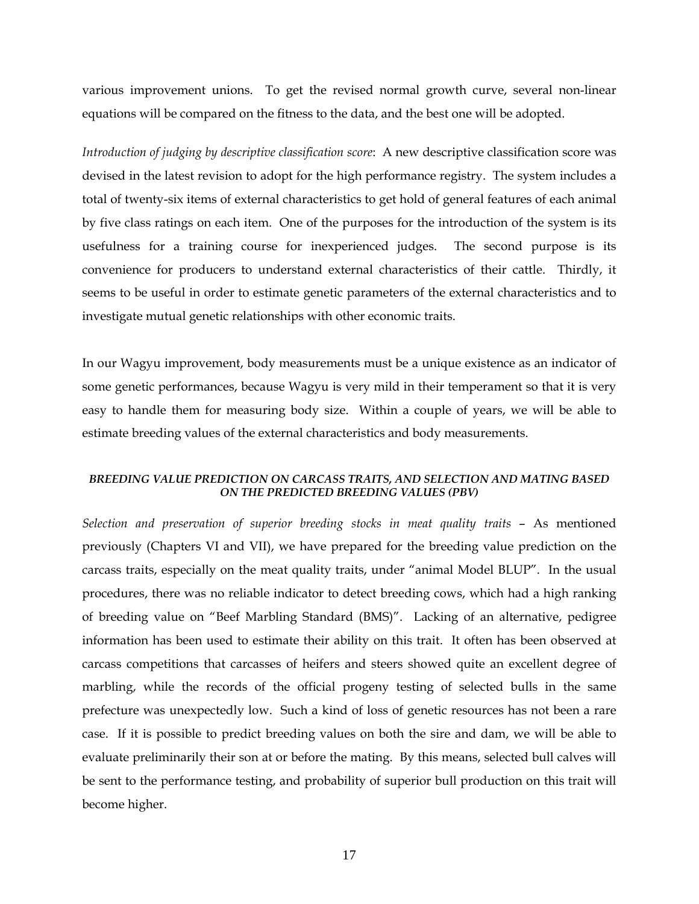various improvement unions. To get the revised normal growth curve, several non-linear equations will be compared on the fitness to the data, and the best one will be adopted.

*Introduction of judging by descriptive classification score*: A new descriptive classification score was devised in the latest revision to adopt for the high performance registry. The system includes a total of twenty-six items of external characteristics to get hold of general features of each animal by five class ratings on each item. One of the purposes for the introduction of the system is its usefulness for a training course for inexperienced judges. The second purpose is its convenience for producers to understand external characteristics of their cattle. Thirdly, it seems to be useful in order to estimate genetic parameters of the external characteristics and to investigate mutual genetic relationships with other economic traits.

In our Wagyu improvement, body measurements must be a unique existence as an indicator of some genetic performances, because Wagyu is very mild in their temperament so that it is very easy to handle them for measuring body size. Within a couple of years, we will be able to estimate breeding values of the external characteristics and body measurements.

#### *BREEDING VALUE PREDICTION ON CARCASS TRAITS, AND SELECTION AND MATING BASED ON THE PREDICTED BREEDING VALUES (PBV)*

*Selection and preservation of superior breeding stocks in meat quality traits* – As mentioned previously (Chapters VI and VII), we have prepared for the breeding value prediction on the carcass traits, especially on the meat quality traits, under "animal Model BLUP". In the usual procedures, there was no reliable indicator to detect breeding cows, which had a high ranking of breeding value on "Beef Marbling Standard (BMS)". Lacking of an alternative, pedigree information has been used to estimate their ability on this trait. It often has been observed at carcass competitions that carcasses of heifers and steers showed quite an excellent degree of marbling, while the records of the official progeny testing of selected bulls in the same prefecture was unexpectedly low. Such a kind of loss of genetic resources has not been a rare case. If it is possible to predict breeding values on both the sire and dam, we will be able to evaluate preliminarily their son at or before the mating. By this means, selected bull calves will be sent to the performance testing, and probability of superior bull production on this trait will become higher.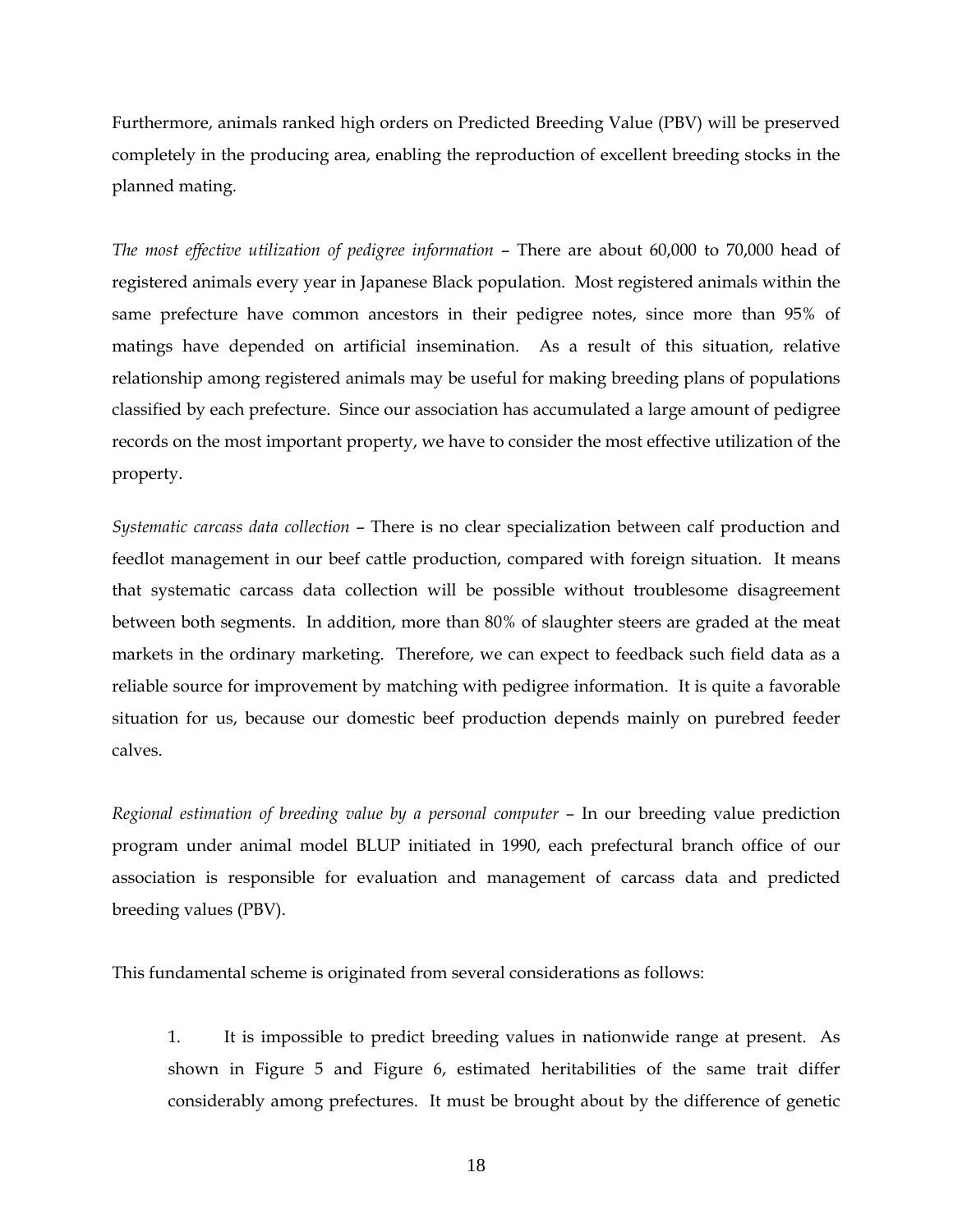Furthermore, animals ranked high orders on Predicted Breeding Value (PBV) will be preserved completely in the producing area, enabling the reproduction of excellent breeding stocks in the planned mating.

*The most effective utilization of pedigree information* – There are about 60,000 to 70,000 head of registered animals every year in Japanese Black population. Most registered animals within the same prefecture have common ancestors in their pedigree notes, since more than 95% of matings have depended on artificial insemination. As a result of this situation, relative relationship among registered animals may be useful for making breeding plans of populations classified by each prefecture. Since our association has accumulated a large amount of pedigree records on the most important property, we have to consider the most effective utilization of the property.

*Systematic carcass data collection* – There is no clear specialization between calf production and feedlot management in our beef cattle production, compared with foreign situation. It means that systematic carcass data collection will be possible without troublesome disagreement between both segments. In addition, more than 80% of slaughter steers are graded at the meat markets in the ordinary marketing. Therefore, we can expect to feedback such field data as a reliable source for improvement by matching with pedigree information. It is quite a favorable situation for us, because our domestic beef production depends mainly on purebred feeder calves.

*Regional estimation of breeding value by a personal computer* – In our breeding value prediction program under animal model BLUP initiated in 1990, each prefectural branch office of our association is responsible for evaluation and management of carcass data and predicted breeding values (PBV).

This fundamental scheme is originated from several considerations as follows:

1. It is impossible to predict breeding values in nationwide range at present. As shown in Figure 5 and Figure 6, estimated heritabilities of the same trait differ considerably among prefectures. It must be brought about by the difference of genetic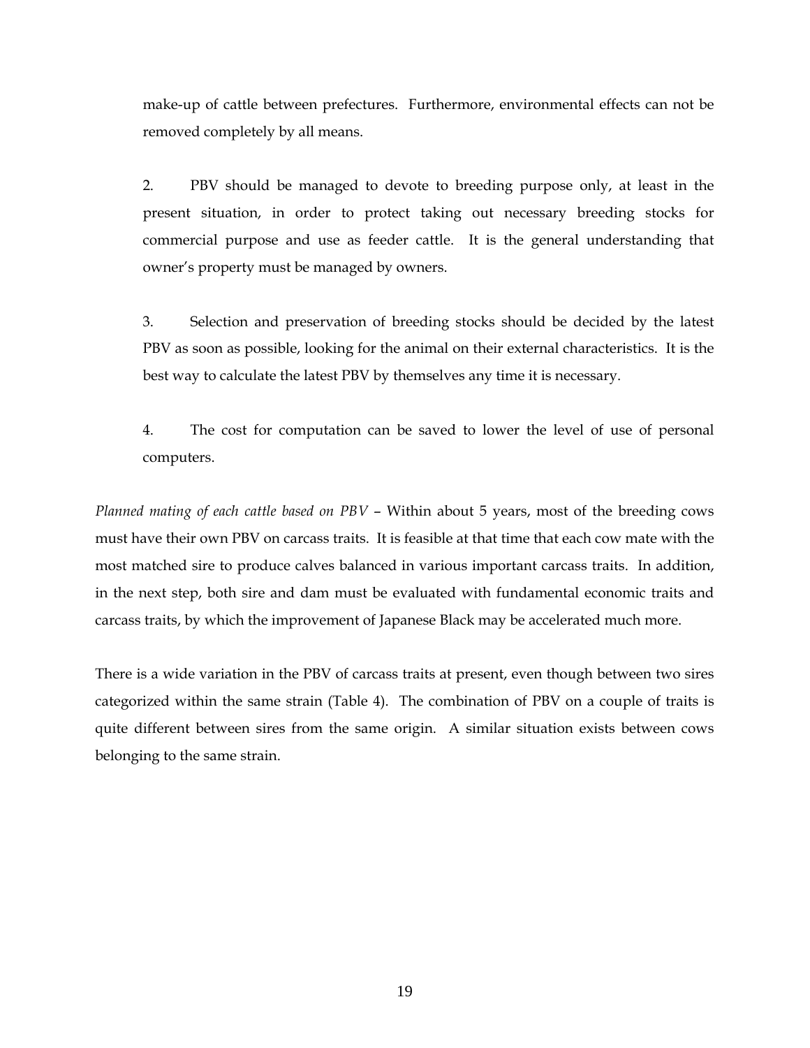make-up of cattle between prefectures. Furthermore, environmental effects can not be removed completely by all means.

2. PBV should be managed to devote to breeding purpose only, at least in the present situation, in order to protect taking out necessary breeding stocks for commercial purpose and use as feeder cattle. It is the general understanding that owner's property must be managed by owners.

3. Selection and preservation of breeding stocks should be decided by the latest PBV as soon as possible, looking for the animal on their external characteristics. It is the best way to calculate the latest PBV by themselves any time it is necessary.

4. The cost for computation can be saved to lower the level of use of personal computers.

*Planned mating of each cattle based on PBV* – Within about 5 years, most of the breeding cows must have their own PBV on carcass traits. It is feasible at that time that each cow mate with the most matched sire to produce calves balanced in various important carcass traits. In addition, in the next step, both sire and dam must be evaluated with fundamental economic traits and carcass traits, by which the improvement of Japanese Black may be accelerated much more.

There is a wide variation in the PBV of carcass traits at present, even though between two sires categorized within the same strain (Table 4). The combination of PBV on a couple of traits is quite different between sires from the same origin. A similar situation exists between cows belonging to the same strain.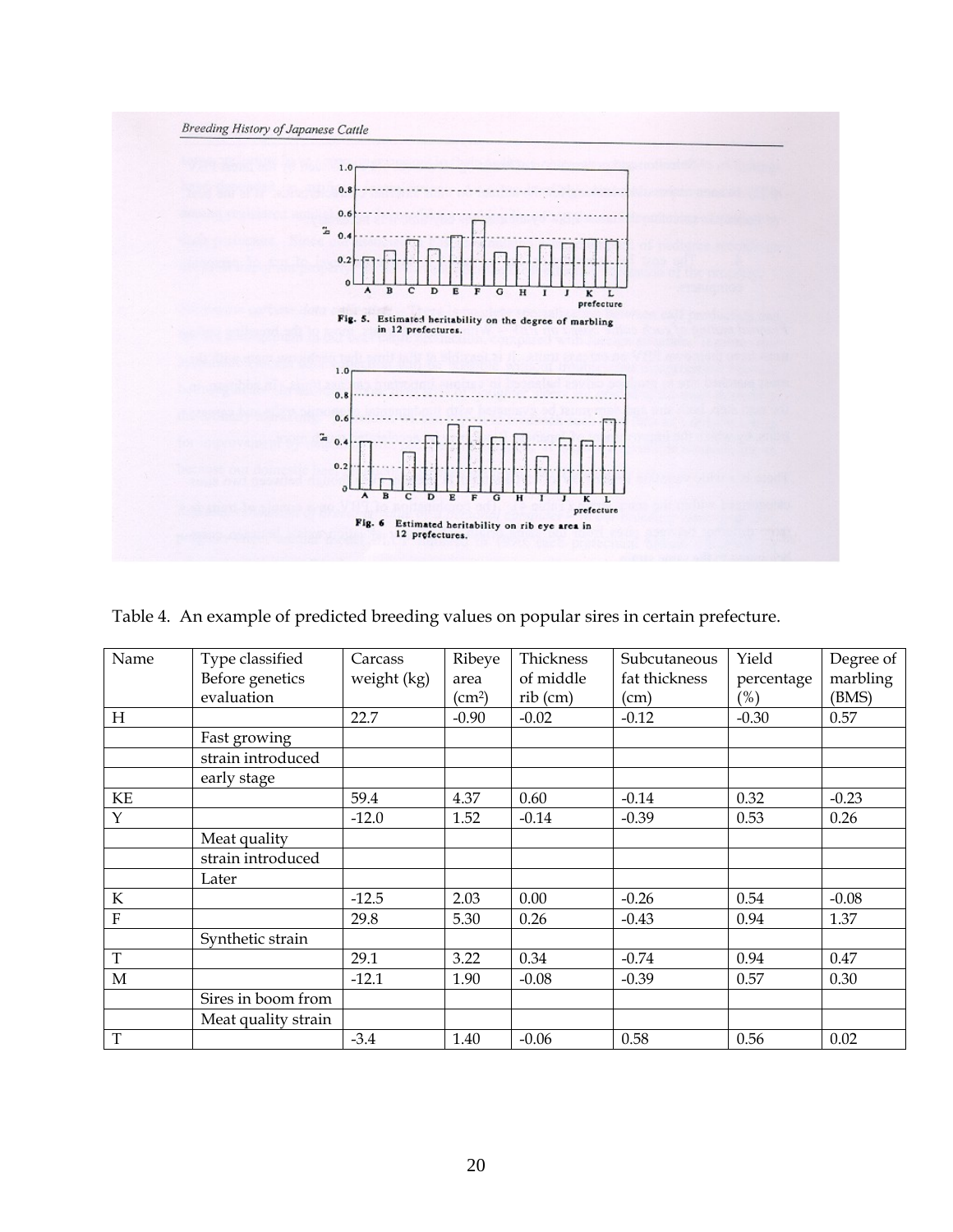Fig. 5. Estimated heritability on the degree of marbling in 12 prefectures.

Fig. 6 Estimated heritability on rib eye area in 12 prefectures.

Table 4. An example of predicted breeding values on popular sires in certain prefecture.

| Name | Type classified Before genetics evaluation | Carcass weight (kg) | Ribeye area ($cm^2$) | Thickness of middle rib (cm) | Subcutaneous fat thickness (cm) | Yield percentage (%) | Degree of marbling (BMS) |
|---|---|---|---|---|---|---|---|
| H | | 22.7 | -0.90 | -0.02 | -0.12 | -0.30 | 0.57 |
| | Fast growing | | | | | | |
| | strain introduced | | | | | | |
| | early stage | | | | | | |
| KE | | 59.4 | 4.37 | 0.60 | -0.14 | 0.32 | -0.23 |
| Y | | -12.0 | 1.52 | -0.14 | -0.39 | 0.53 | 0.26 |
| | Meat quality | | | | | | |
| | strain introduced | | | | | | |
| | Later | | | | | | |
| K | | -12.5 | 2.03 | 0.00 | -0.26 | 0.54 | -0.08 |
| F | | 29.8 | 5.30 | 0.26 | -0.43 | 0.94 | 1.37 |
| | Synthetic strain | | | | | | |
| T | | 29.1 | 3.22 | 0.34 | -0.74 | 0.94 | 0.47 |
| M | | -12.1 | 1.90 | -0.08 | -0.39 | 0.57 | 0.30 |
| | Sires in boom from | | | | | | |
| | Meat quality strain | | | | | | |
| T | | -3.4 | 1.40 | -0.06 | 0.58 | 0.56 | 0.02 |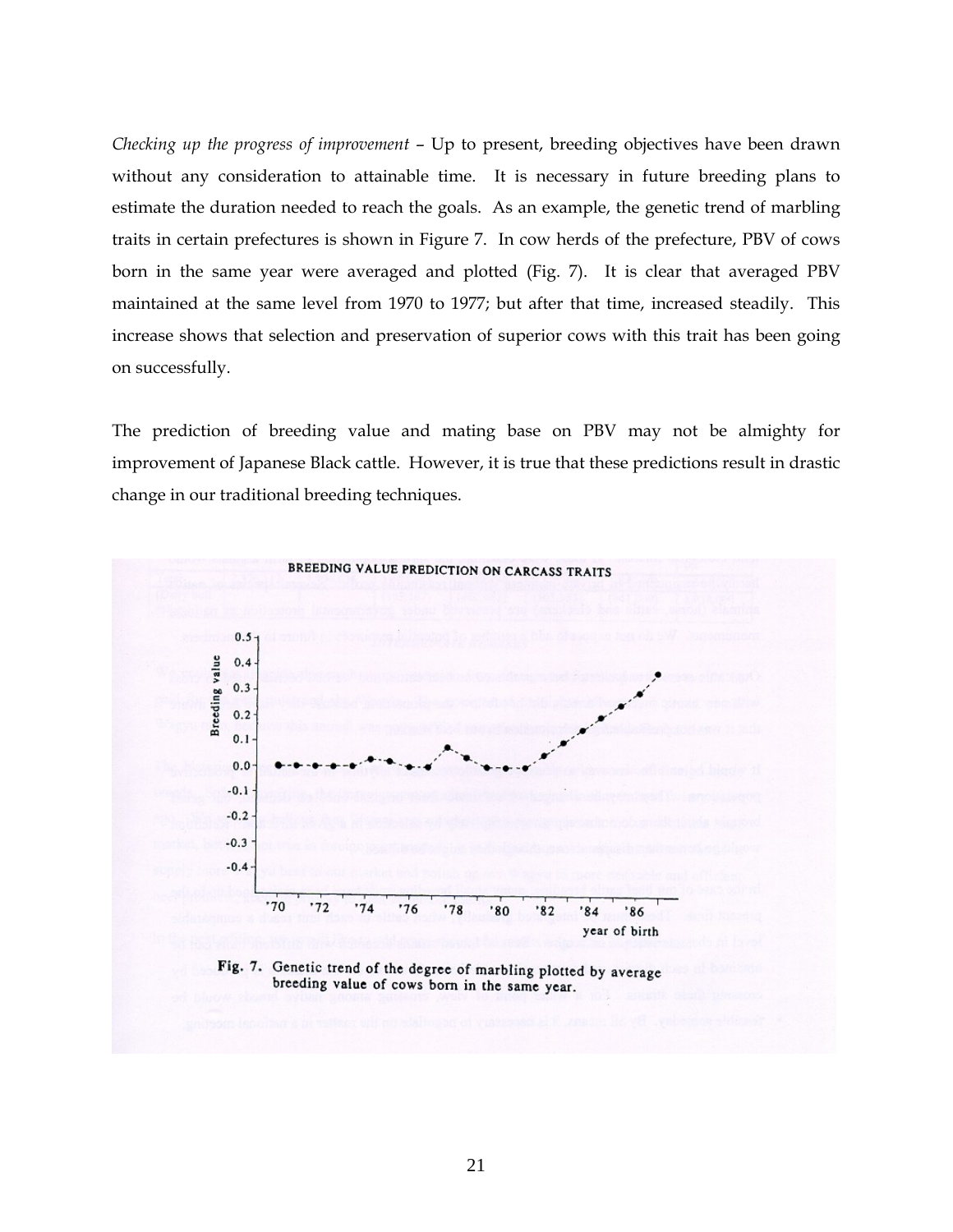*Checking up the progress of improvement* – Up to present, breeding objectives have been drawn without any consideration to attainable time. It is necessary in future breeding plans to estimate the duration needed to reach the goals. As an example, the genetic trend of marbling traits in certain prefectures is shown in Figure 7. In cow herds of the prefecture, PBV of cows born in the same year were averaged and plotted (Fig. 7). It is clear that averaged PBV maintained at the same level from 1970 to 1977; but after that time, increased steadily. This increase shows that selection and preservation of superior cows with this trait has been going on successfully.

The prediction of breeding value and mating base on PBV may not be almighty for improvement of Japanese Black cattle. However, it is true that these predictions result in drastic change in our traditional breeding techniques.

BREEDING VALUE PREDICTION ON CARCASS TRAITS

Fig. 7. Genetic trend of the degree of marbling plotted by average breeding value of cows born in the same year.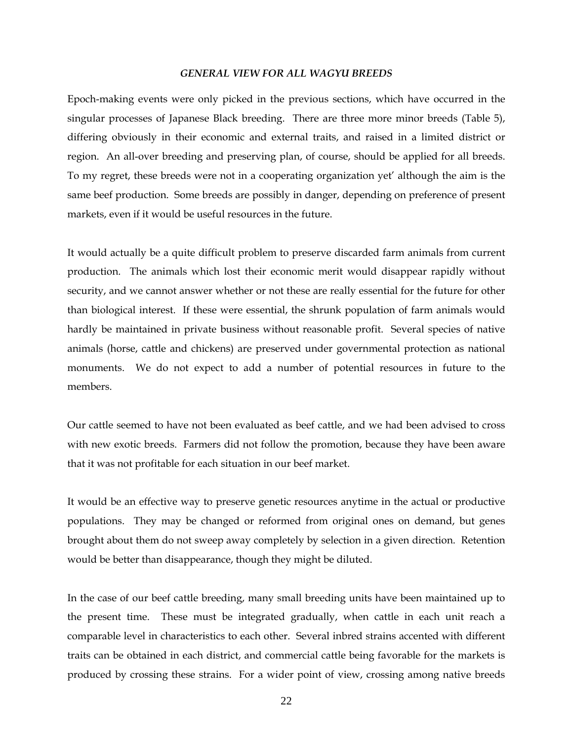### *GENERAL VIEW FOR ALL WAGYU BREEDS*

Epoch-making events were only picked in the previous sections, which have occurred in the singular processes of Japanese Black breeding. There are three more minor breeds (Table 5), differing obviously in their economic and external traits, and raised in a limited district or region. An all-over breeding and preserving plan, of course, should be applied for all breeds. To my regret, these breeds were not in a cooperating organization yet' although the aim is the same beef production. Some breeds are possibly in danger, depending on preference of present markets, even if it would be useful resources in the future.

It would actually be a quite difficult problem to preserve discarded farm animals from current production. The animals which lost their economic merit would disappear rapidly without security, and we cannot answer whether or not these are really essential for the future for other than biological interest. If these were essential, the shrunk population of farm animals would hardly be maintained in private business without reasonable profit. Several species of native animals (horse, cattle and chickens) are preserved under governmental protection as national monuments. We do not expect to add a number of potential resources in future to the members.

Our cattle seemed to have not been evaluated as beef cattle, and we had been advised to cross with new exotic breeds. Farmers did not follow the promotion, because they have been aware that it was not profitable for each situation in our beef market.

It would be an effective way to preserve genetic resources anytime in the actual or productive populations. They may be changed or reformed from original ones on demand, but genes brought about them do not sweep away completely by selection in a given direction. Retention would be better than disappearance, though they might be diluted.

In the case of our beef cattle breeding, many small breeding units have been maintained up to the present time. These must be integrated gradually, when cattle in each unit reach a comparable level in characteristics to each other. Several inbred strains accented with different traits can be obtained in each district, and commercial cattle being favorable for the markets is produced by crossing these strains. For a wider point of view, crossing among native breeds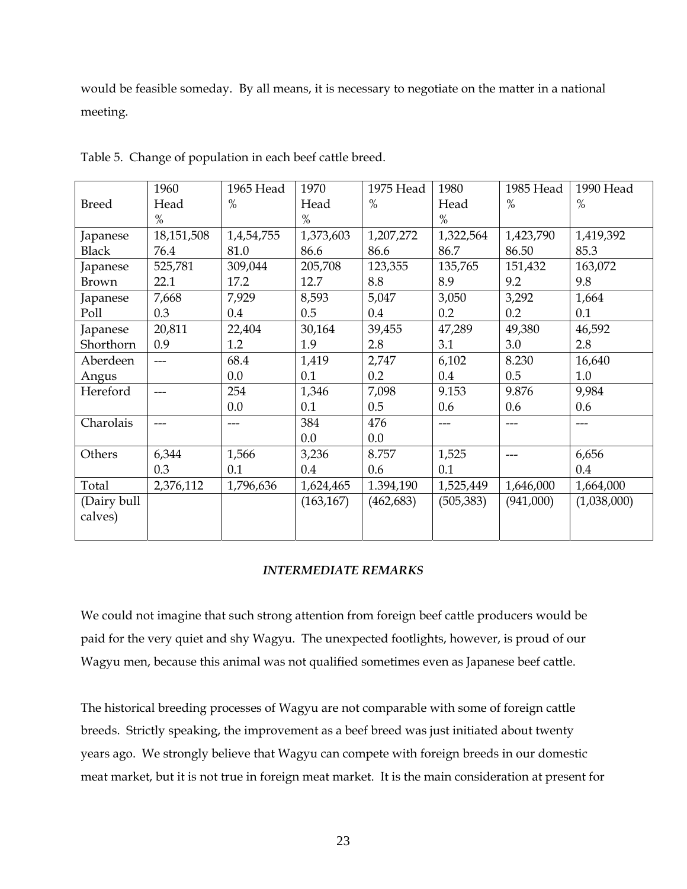would be feasible someday. By all means, it is necessary to negotiate on the matter in a national meeting.

Table 5. Change of population in each beef cattle breed.

| Breed | 1960 Head % | 1965 Head % | 1970 Head % | 1975 Head % | 1980 Head % | 1985 Head % | 1990 Head % |
|---|---|---|---|---|---|---|---|
| Japanese Black | 18,151,508 76.4 | 1,4,54,755 81.0 | 1,373,603 86.6 | 1,207,272 86.6 | 1,322,564 86.7 | 1,423,790 86.50 | 1,419,392 85.3 |
| Japanese Brown | 525,781 22.1 | 309,044 17.2 | 205,708 12.7 | 123,355 8.8 | 135,765 8.9 | 151,432 9.2 | 163,072 9.8 |
| Japanese Poll | 7,668 0.3 | 7,929 0.4 | 8,593 0.5 | 5,047 0.4 | 3,050 0.2 | 3,292 0.2 | 1,664 0.1 |
| Japanese Shorthorn | 20,811 0.9 | 22,404 1.2 | 30,164 1.9 | 39,455 2.8 | 47,289 3.1 | 49,380 3.0 | 46,592 2.8 |
| Aberdeen Angus | --- | 68.4 0.0 | 1,419 0.1 | 2,747 0.2 | 6,102 0.4 | 8.230 0.5 | 16,640 1.0 |
| Hereford | --- | 254 0.0 | 1,346 0.1 | 7,098 0.5 | 9.153 0.6 | 9.876 0.6 | 9,984 0.6 |
| Charolais | --- | --- | 384 0.0 | 476 0.0 | --- | --- | --- |
| Others | 6,344 0.3 | 1,566 0.1 | 3,236 0.4 | 8.757 0.6 | 1,525 0.1 | --- | 6,656 0.4 |
| Total | 2,376,112 | 1,796,636 | 1,624,465 | 1.394,190 | 1,525,449 | 1,646,000 | 1,664,000 |
| (Dairy bull calves) | | | (163,167) | (462,683) | (505,383) | (941,000) | (1,038,000) |

### *INTERMEDIATE REMARKS*

We could not imagine that such strong attention from foreign beef cattle producers would be paid for the very quiet and shy Wagyu. The unexpected footlights, however, is proud of our Wagyu men, because this animal was not qualified sometimes even as Japanese beef cattle.

The historical breeding processes of Wagyu are not comparable with some of foreign cattle breeds. Strictly speaking, the improvement as a beef breed was just initiated about twenty years ago. We strongly believe that Wagyu can compete with foreign breeds in our domestic meat market, but it is not true in foreign meat market. It is the main consideration at present for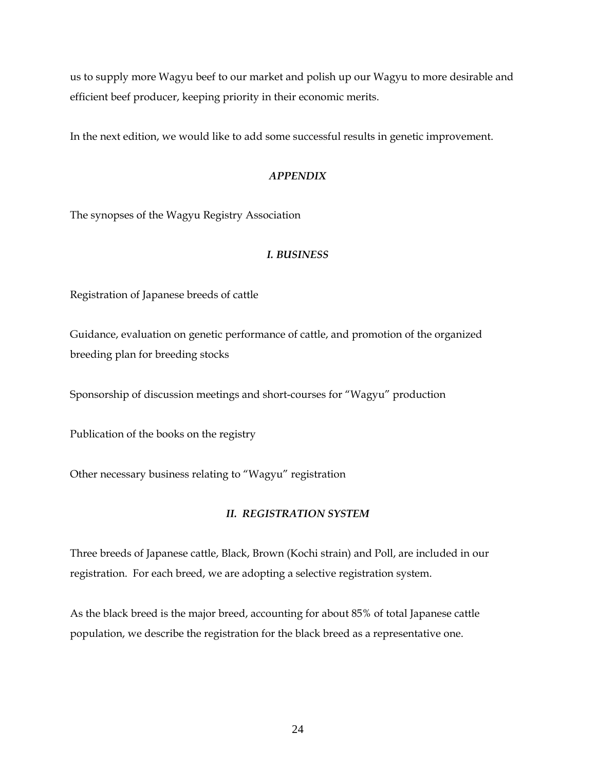us to supply more Wagyu beef to our market and polish up our Wagyu to more desirable and efficient beef producer, keeping priority in their economic merits.

In the next edition, we would like to add some successful results in genetic improvement.

## *APPENDIX*

The synopses of the Wagyu Registry Association

### *I. BUSINESS*

Registration of Japanese breeds of cattle

Guidance, evaluation on genetic performance of cattle, and promotion of the organized breeding plan for breeding stocks

Sponsorship of discussion meetings and short-courses for “Wagyu” production

Publication of the books on the registry

Other necessary business relating to “Wagyu” registration

### *II. REGISTRATION SYSTEM*

Three breeds of Japanese cattle, Black, Brown (Kochi strain) and Poll, are included in our registration. For each breed, we are adopting a selective registration system.

As the black breed is the major breed, accounting for about 85% of total Japanese cattle population, we describe the registration for the black breed as a representative one.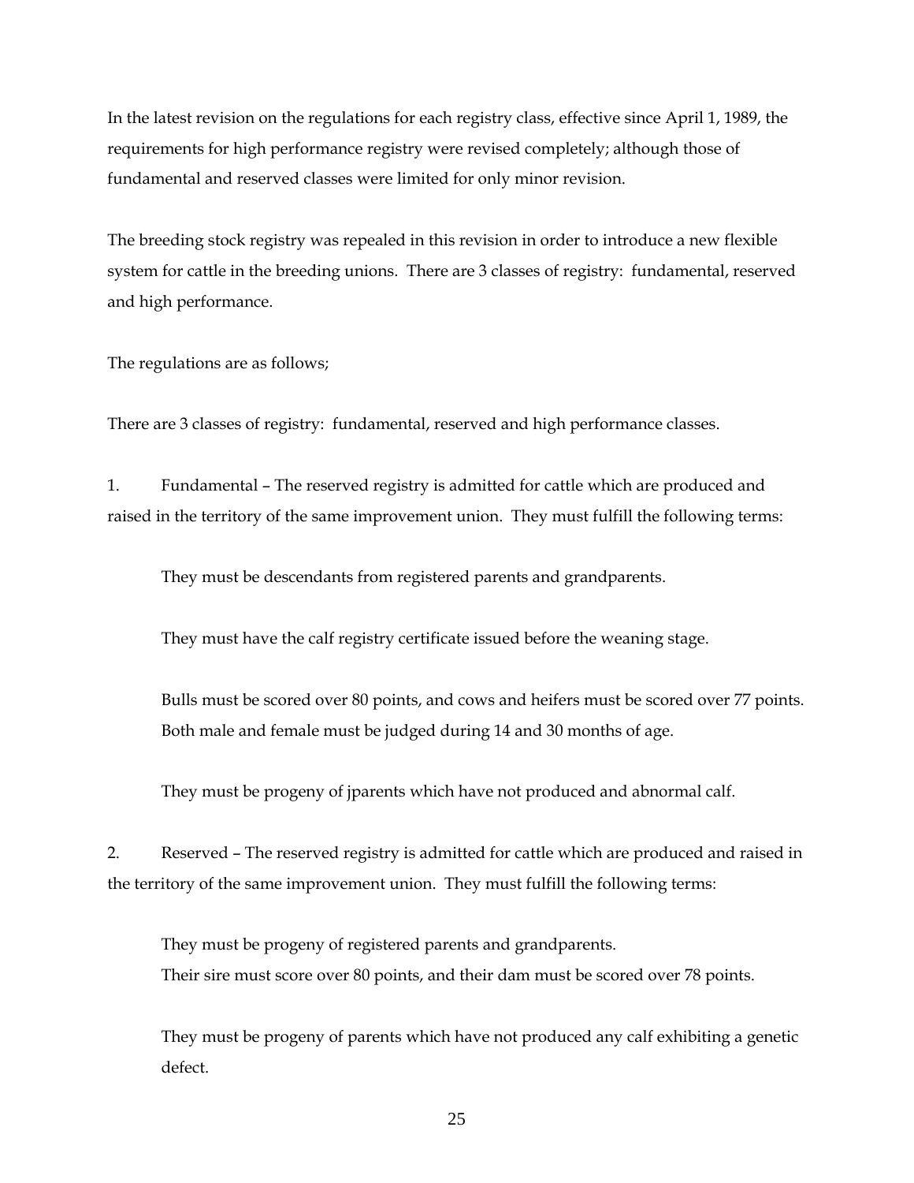In the latest revision on the regulations for each registry class, effective since April 1, 1989, the requirements for high performance registry were revised completely; although those of fundamental and reserved classes were limited for only minor revision.

The breeding stock registry was repealed in this revision in order to introduce a new flexible system for cattle in the breeding unions. There are 3 classes of registry: fundamental, reserved and high performance.

The regulations are as follows;

There are 3 classes of registry: fundamental, reserved and high performance classes.

1. Fundamental – The reserved registry is admitted for cattle which are produced and raised in the territory of the same improvement union. They must fulfill the following terms:

   They must be descendants from registered parents and grandparents.

   They must have the calf registry certificate issued before the weaning stage.

   Bulls must be scored over 80 points, and cows and heifers must be scored over 77 points. Both male and female must be judged during 14 and 30 months of age.

   They must be progeny of jparents which have not produced and abnormal calf.

2. Reserved – The reserved registry is admitted for cattle which are produced and raised in the territory of the same improvement union. They must fulfill the following terms:

   They must be progeny of registered parents and grandparents.
   Their sire must score over 80 points, and their dam must be scored over 78 points.

   They must be progeny of parents which have not produced any calf exhibiting a genetic defect.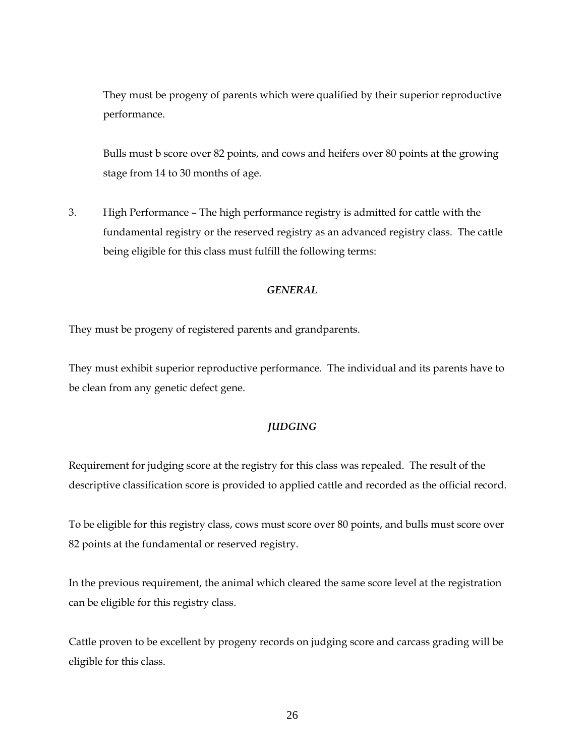They must be progeny of parents which were qualified by their superior reproductive performance.

Bulls must b score over 82 points, and cows and heifers over 80 points at the growing stage from 14 to 30 months of age.

3. High Performance – The high performance registry is admitted for cattle with the fundamental registry or the reserved registry as an advanced registry class. The cattle being eligible for this class must fulfill the following terms:

***GENERAL***

They must be progeny of registered parents and grandparents.

They must exhibit superior reproductive performance. The individual and its parents have to be clean from any genetic defect gene.

***JUDGING***

Requirement for judging score at the registry for this class was repealed. The result of the descriptive classification score is provided to applied cattle and recorded as the official record.

To be eligible for this registry class, cows must score over 80 points, and bulls must score over 82 points at the fundamental or reserved registry.

In the previous requirement, the animal which cleared the same score level at the registration can be eligible for this registry class.

Cattle proven to be excellent by progeny records on judging score and carcass grading will be eligible for this class.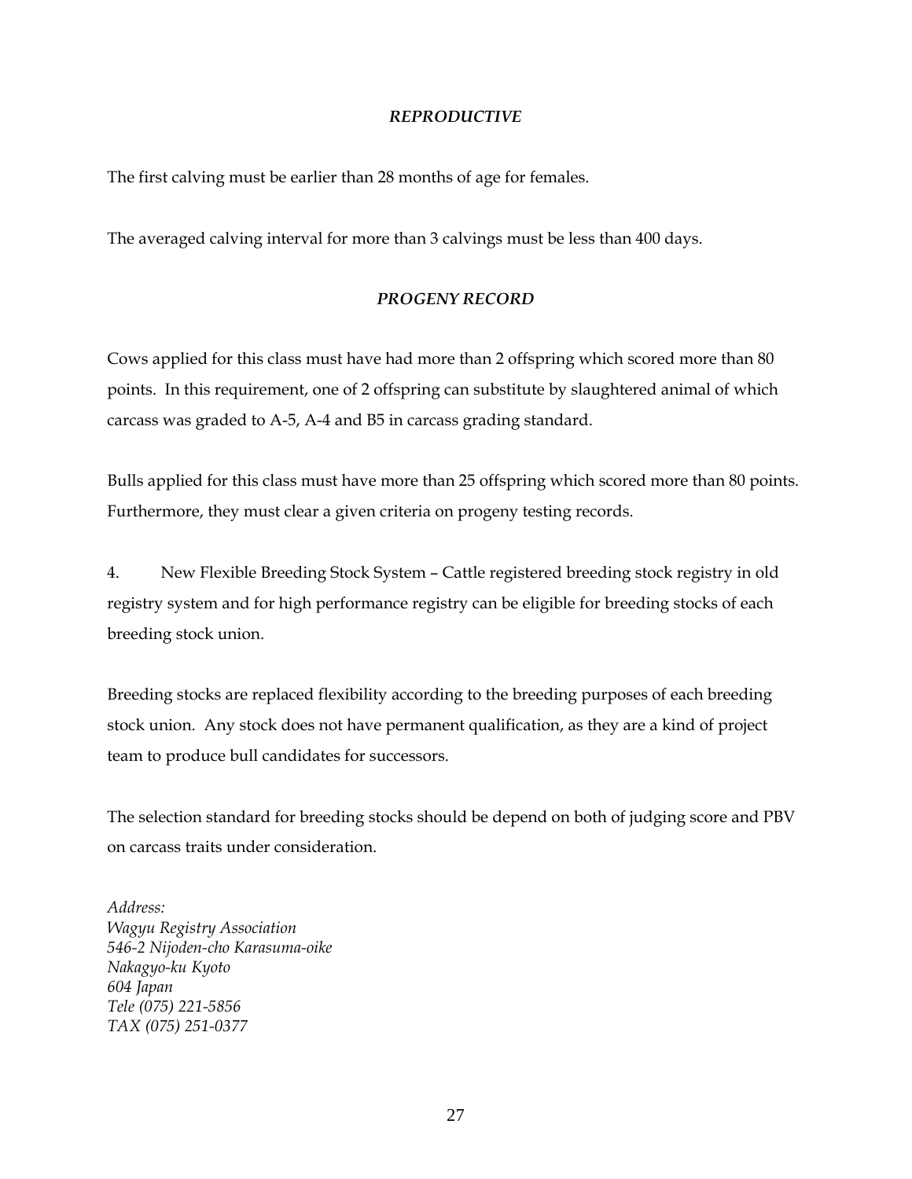### *REPRODUCTIVE*

The first calving must be earlier than 28 months of age for females.

The averaged calving interval for more than 3 calvings must be less than 400 days.

### *PROGENY RECORD*

Cows applied for this class must have had more than 2 offspring which scored more than 80 points. In this requirement, one of 2 offspring can substitute by slaughtered animal of which carcass was graded to A-5, A-4 and B5 in carcass grading standard.

Bulls applied for this class must have more than 25 offspring which scored more than 80 points. Furthermore, they must clear a given criteria on progeny testing records.

4. New Flexible Breeding Stock System – Cattle registered breeding stock registry in old registry system and for high performance registry can be eligible for breeding stocks of each breeding stock union.

Breeding stocks are replaced flexibility according to the breeding purposes of each breeding stock union. Any stock does not have permanent qualification, as they are a kind of project team to produce bull candidates for successors.

The selection standard for breeding stocks should be depend on both of judging score and PBV on carcass traits under consideration.

*Address:*
*Wagyu Registry Association*
*546-2 Nijoden-cho Karasuma-oike*
*Nakagyo-ku Kyoto*
*604 Japan*
*Tele (075) 221-5856*
*TAX (075) 251-0377*